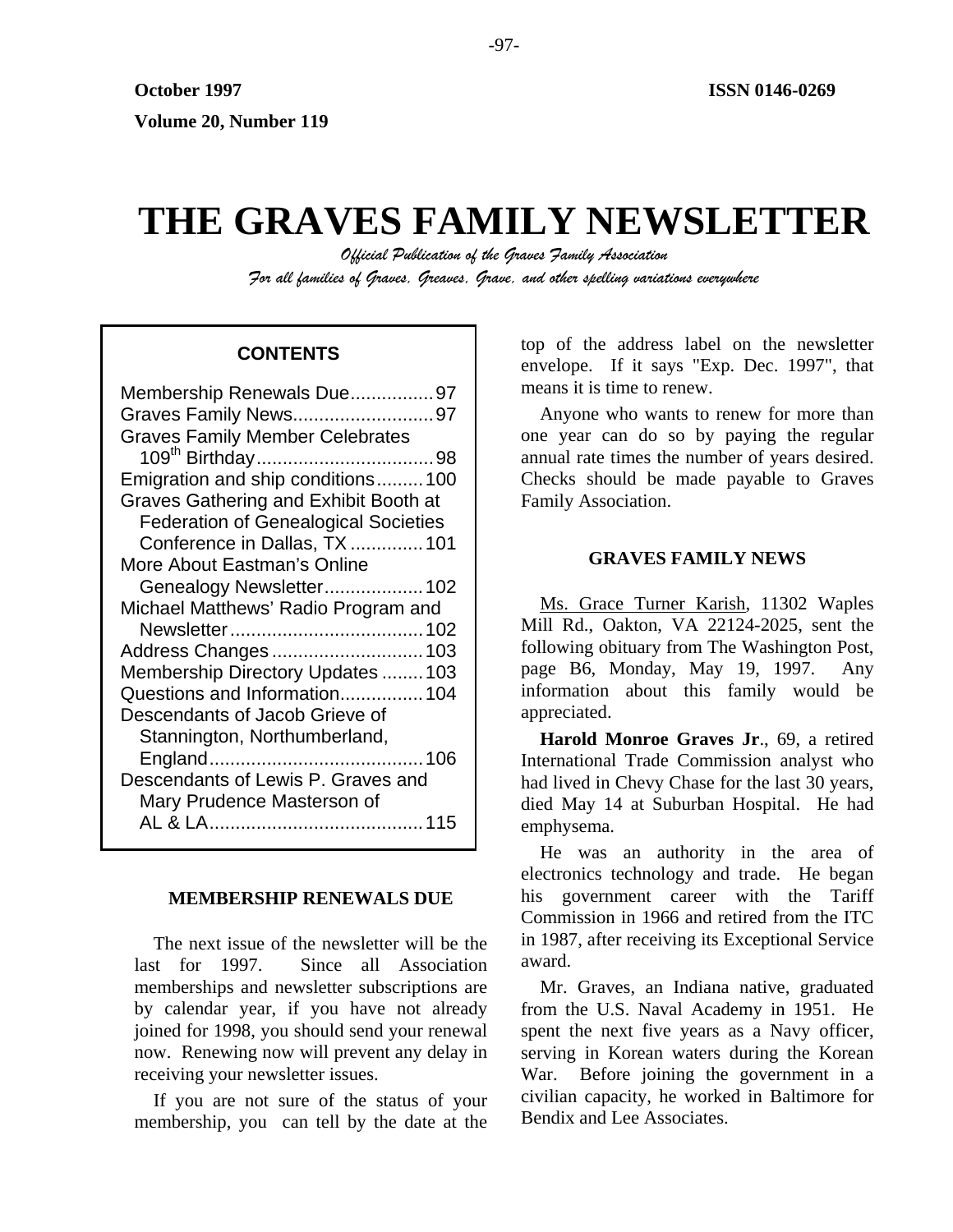**October 1997** **ISSN 0146-0269**

**Volume 20, Number 119**

# THE GRAVES FAMILY NEWSLETTER

*Official Publication of the Graves Family Association*

*For all families of Graves, Greaves, Grave, and other spelling variations everywhere*

**CONTENTS**

Membership Renewals Due................97
Graves Family News...........................97
Graves Family Member Celebrates 109th Birthday..................................98
Emigration and ship conditions.........100
Graves Gathering and Exhibit Booth at Federation of Genealogical Societies Conference in Dallas, TX ..............101
More About Eastman's Online Genealogy Newsletter...................102
Michael Matthews' Radio Program and Newsletter.....................................102
Address Changes .............................103
Membership Directory Updates ........103
Questions and Information................104
Descendants of Jacob Grieve of Stannington, Northumberland, England.........................................106
Descendants of Lewis P. Graves and Mary Prudence Masterson of AL & LA.........................................115

## MEMBERSHIP RENEWALS DUE

The next issue of the newsletter will be the last for 1997. Since all Association memberships and newsletter subscriptions are by calendar year, if you have not already joined for 1998, you should send your renewal now. Renewing now will prevent any delay in receiving your newsletter issues.

If you are not sure of the status of your membership, you can tell by the date at the top of the address label on the newsletter envelope. If it says "Exp. Dec. 1997", that means it is time to renew.

Anyone who wants to renew for more than one year can do so by paying the regular annual rate times the number of years desired. Checks should be made payable to Graves Family Association.

## GRAVES FAMILY NEWS

Ms. Grace Turner Karish, 11302 Waples Mill Rd., Oakton, VA 22124-2025, sent the following obituary from The Washington Post, page B6, Monday, May 19, 1997. Any information about this family would be appreciated.

**Harold Monroe Graves Jr**., 69, a retired International Trade Commission analyst who had lived in Chevy Chase for the last 30 years, died May 14 at Suburban Hospital. He had emphysema.

He was an authority in the area of electronics technology and trade. He began his government career with the Tariff Commission in 1966 and retired from the ITC in 1987, after receiving its Exceptional Service award.

Mr. Graves, an Indiana native, graduated from the U.S. Naval Academy in 1951. He spent the next five years as a Navy officer, serving in Korean waters during the Korean War. Before joining the government in a civilian capacity, he worked in Baltimore for Bendix and Lee Associates.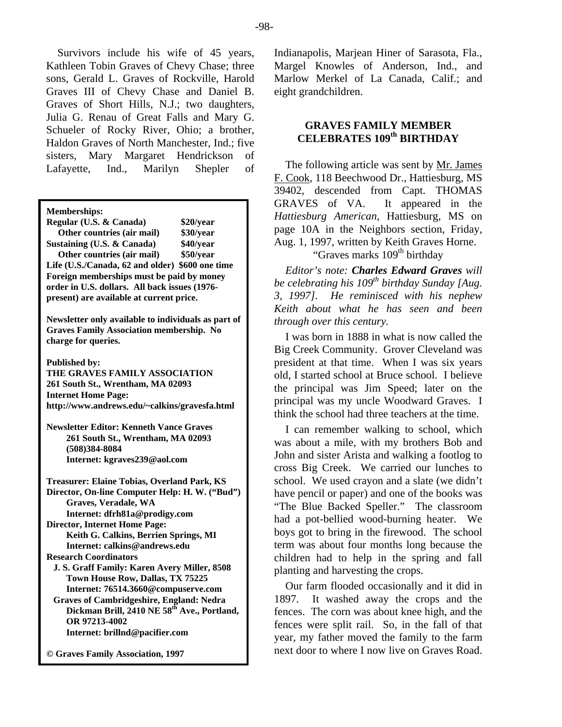Survivors include his wife of 45 years, Kathleen Tobin Graves of Chevy Chase; three sons, Gerald L. Graves of Rockville, Harold Graves III of Chevy Chase and Daniel B. Graves of Short Hills, N.J.; two daughters, Julia G. Renau of Great Falls and Mary G. Schueler of Rocky River, Ohio; a brother, Haldon Graves of North Manchester, Ind.; five sisters, Mary Margaret Hendrickson of Lafayette, Ind., Marilyn Shepler of Indianapolis, Marjean Hiner of Sarasota, Fla., Margel Knowles of Anderson, Ind., and Marlow Merkel of La Canada, Calif.; and eight grandchildren.

**Memberships:**

| | |
|---|---|
| **Regular (U.S. & Canada)** | **$20/year** |
| **Other countries (air mail)** | **$30/year** |
| **Sustaining (U.S. & Canada)** | **$40/year** |
| **Other countries (air mail)** | **$50/year** |
| **Life (U.S./Canada, 62 and older)** | **$600 one time** |

**Foreign memberships must be paid by money order in U.S. dollars. All back issues (1976-present) are available at current price.**

**Newsletter only available to individuals as part of Graves Family Association membership. No charge for queries.**

**Published by:**
**THE GRAVES FAMILY ASSOCIATION**
**261 South St., Wrentham, MA 02093**
**Internet Home Page:**
**http://www.andrews.edu/~calkins/gravesfa.html**

**Newsletter Editor: Kenneth Vance Graves**
**261 South St., Wrentham, MA 02093**
**(508)384-8084**
**Internet: kgraves239@aol.com**

**Treasurer: Elaine Tobias, Overland Park, KS**
**Director, On-line Computer Help: H. W. ("Bud") Graves, Veradale, WA**
**Internet: dfrh81a@prodigy.com**
**Director, Internet Home Page:**
**Keith G. Calkins, Berrien Springs, MI**
**Internet: calkins@andrews.edu**
**Research Coordinators**
**J. S. Graff Family: Karen Avery Miller, 8508 Town House Row, Dallas, TX 75225**
**Internet: 76514.3660@compuserve.com**
**Graves of Cambridgeshire, England: Nedra Dickman Brill, 2410 NE 58th Ave., Portland, OR 97213-4002**
**Internet: brillnd@pacifier.com**

**© Graves Family Association, 1997**

## GRAVES FAMILY MEMBER CELEBRATES 109th BIRTHDAY

The following article was sent by Mr. James F. Cook, 118 Beechwood Dr., Hattiesburg, MS 39402, descended from Capt. THOMAS GRAVES of VA. It appeared in the *Hattiesburg American*, Hattiesburg, MS on page 10A in the Neighbors section, Friday, Aug. 1, 1997, written by Keith Graves Horne.

"Graves marks 109th birthday

*Editor's note: **Charles Edward Graves** will be celebrating his 109th birthday Sunday [Aug. 3, 1997]. He reminisced with his nephew Keith about what he has seen and been through over this century.*

I was born in 1888 in what is now called the Big Creek Community. Grover Cleveland was president at that time. When I was six years old, I started school at Bruce school. I believe the principal was Jim Speed; later on the principal was my uncle Woodward Graves. I think the school had three teachers at the time.

I can remember walking to school, which was about a mile, with my brothers Bob and John and sister Arista and walking a footlog to cross Big Creek. We carried our lunches to school. We used crayon and a slate (we didn't have pencil or paper) and one of the books was "The Blue Backed Speller." The classroom had a pot-bellied wood-burning heater. We boys got to bring in the firewood. The school term was about four months long because the children had to help in the spring and fall planting and harvesting the crops.

Our farm flooded occasionally and it did in 1897. It washed away the crops and the fences. The corn was about knee high, and the fences were split rail. So, in the fall of that year, my father moved the family to the farm next door to where I now live on Graves Road.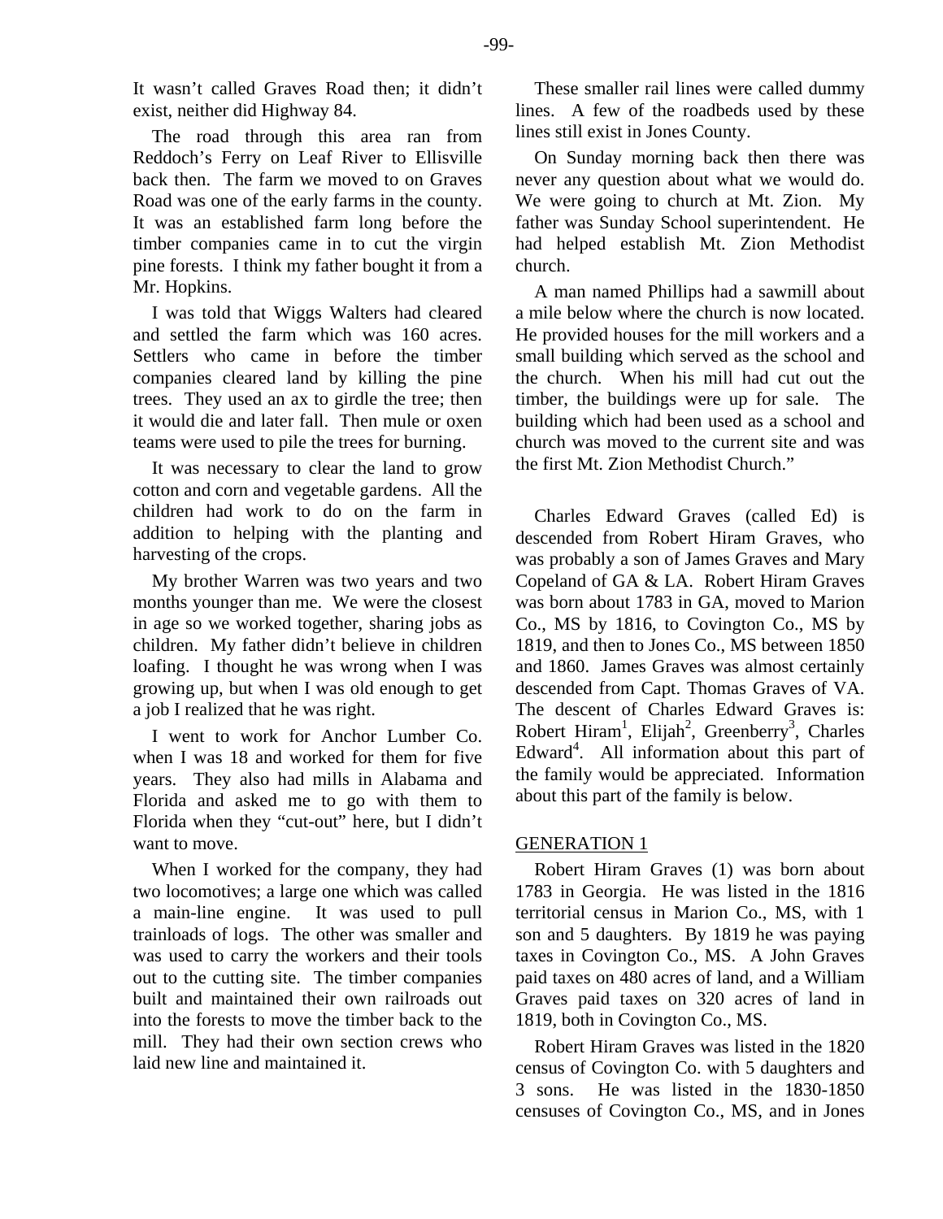It wasn't called Graves Road then; it didn't exist, neither did Highway 84.

The road through this area ran from Reddoch's Ferry on Leaf River to Ellisville back then. The farm we moved to on Graves Road was one of the early farms in the county. It was an established farm long before the timber companies came in to cut the virgin pine forests. I think my father bought it from a Mr. Hopkins.

I was told that Wiggs Walters had cleared and settled the farm which was 160 acres. Settlers who came in before the timber companies cleared land by killing the pine trees. They used an ax to girdle the tree; then it would die and later fall. Then mule or oxen teams were used to pile the trees for burning.

It was necessary to clear the land to grow cotton and corn and vegetable gardens. All the children had work to do on the farm in addition to helping with the planting and harvesting of the crops.

My brother Warren was two years and two months younger than me. We were the closest in age so we worked together, sharing jobs as children. My father didn't believe in children loafing. I thought he was wrong when I was growing up, but when I was old enough to get a job I realized that he was right.

I went to work for Anchor Lumber Co. when I was 18 and worked for them for five years. They also had mills in Alabama and Florida and asked me to go with them to Florida when they "cut-out" here, but I didn't want to move.

When I worked for the company, they had two locomotives; a large one which was called a main-line engine. It was used to pull trainloads of logs. The other was smaller and was used to carry the workers and their tools out to the cutting site. The timber companies built and maintained their own railroads out into the forests to move the timber back to the mill. They had their own section crews who laid new line and maintained it.

These smaller rail lines were called dummy lines. A few of the roadbeds used by these lines still exist in Jones County.

On Sunday morning back then there was never any question about what we would do. We were going to church at Mt. Zion. My father was Sunday School superintendent. He had helped establish Mt. Zion Methodist church.

A man named Phillips had a sawmill about a mile below where the church is now located. He provided houses for the mill workers and a small building which served as the school and the church. When his mill had cut out the timber, the buildings were up for sale. The building which had been used as a school and church was moved to the current site and was the first Mt. Zion Methodist Church."

Charles Edward Graves (called Ed) is descended from Robert Hiram Graves, who was probably a son of James Graves and Mary Copeland of GA & LA. Robert Hiram Graves was born about 1783 in GA, moved to Marion Co., MS by 1816, to Covington Co., MS by 1819, and then to Jones Co., MS between 1850 and 1860. James Graves was almost certainly descended from Capt. Thomas Graves of VA. The descent of Charles Edward Graves is: Robert Hiram[1], Elijah[2], Greenberry[3], Charles Edward[4]. All information about this part of the family would be appreciated. Information about this part of the family is below.

## GENERATION 1

Robert Hiram Graves (1) was born about 1783 in Georgia. He was listed in the 1816 territorial census in Marion Co., MS, with 1 son and 5 daughters. By 1819 he was paying taxes in Covington Co., MS. A John Graves paid taxes on 480 acres of land, and a William Graves paid taxes on 320 acres of land in 1819, both in Covington Co., MS.

Robert Hiram Graves was listed in the 1820 census of Covington Co. with 5 daughters and 3 sons. He was listed in the 1830-1850 censuses of Covington Co., MS, and in Jones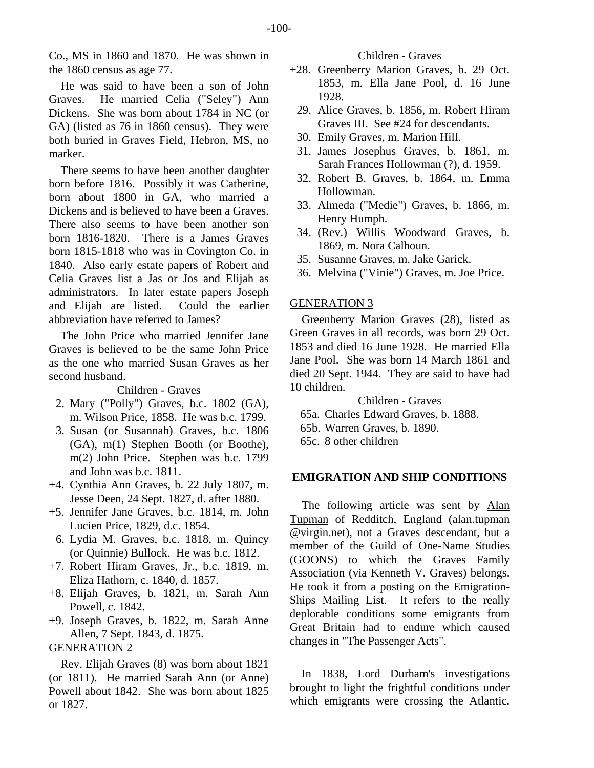Co., MS in 1860 and 1870. He was shown in the 1860 census as age 77.

He was said to have been a son of John Graves. He married Celia ("Seley") Ann Dickens. She was born about 1784 in NC (or GA) (listed as 76 in 1860 census). They were both buried in Graves Field, Hebron, MS, no marker.

There seems to have been another daughter born before 1816. Possibly it was Catherine, born about 1800 in GA, who married a Dickens and is believed to have been a Graves. There also seems to have been another son born 1816-1820. There is a James Graves born 1815-1818 who was in Covington Co. in 1840. Also early estate papers of Robert and Celia Graves list a Jas or Jos and Elijah as administrators. In later estate papers Joseph and Elijah are listed. Could the earlier abbreviation have referred to James?

The John Price who married Jennifer Jane Graves is believed to be the same John Price as the one who married Susan Graves as her second husband.

Children - Graves

- 2. Mary ("Polly") Graves, b.c. 1802 (GA), m. Wilson Price, 1858. He was b.c. 1799.
- 3. Susan (or Susannah) Graves, b.c. 1806 (GA), m(1) Stephen Booth (or Boothe), m(2) John Price. Stephen was b.c. 1799 and John was b.c. 1811.
- +4. Cynthia Ann Graves, b. 22 July 1807, m. Jesse Deen, 24 Sept. 1827, d. after 1880.
- +5. Jennifer Jane Graves, b.c. 1814, m. John Lucien Price, 1829, d.c. 1854.
- 6. Lydia M. Graves, b.c. 1818, m. Quincy (or Quinnie) Bullock. He was b.c. 1812.
- +7. Robert Hiram Graves, Jr., b.c. 1819, m. Eliza Hathorn, c. 1840, d. 1857.
- +8. Elijah Graves, b. 1821, m. Sarah Ann Powell, c. 1842.
- +9. Joseph Graves, b. 1822, m. Sarah Anne Allen, 7 Sept. 1843, d. 1875.

GENERATION 2

Rev. Elijah Graves (8) was born about 1821 (or 1811). He married Sarah Ann (or Anne) Powell about 1842. She was born about 1825 or 1827.

Children - Graves

- +28. Greenberry Marion Graves, b. 29 Oct. 1853, m. Ella Jane Pool, d. 16 June 1928.
- 29. Alice Graves, b. 1856, m. Robert Hiram Graves III. See #24 for descendants.
- 30. Emily Graves, m. Marion Hill.
- 31. James Josephus Graves, b. 1861, m. Sarah Frances Hollowman (?), d. 1959.
- 32. Robert B. Graves, b. 1864, m. Emma Hollowman.
- 33. Almeda ("Medie") Graves, b. 1866, m. Henry Humph.
- 34. (Rev.) Willis Woodward Graves, b. 1869, m. Nora Calhoun.
- 35. Susanne Graves, m. Jake Garick.
- 36. Melvina ("Vinie") Graves, m. Joe Price.

GENERATION 3

Greenberry Marion Graves (28), listed as Green Graves in all records, was born 29 Oct. 1853 and died 16 June 1928. He married Ella Jane Pool. She was born 14 March 1861 and died 20 Sept. 1944. They are said to have had 10 children.

Children - Graves

- 65a. Charles Edward Graves, b. 1888.
- 65b. Warren Graves, b. 1890.
- 65c. 8 other children

## EMIGRATION AND SHIP CONDITIONS

The following article was sent by Alan Tupman of Redditch, England (alan.tupman @virgin.net), not a Graves descendant, but a member of the Guild of One-Name Studies (GOONS) to which the Graves Family Association (via Kenneth V. Graves) belongs. He took it from a posting on the Emigration-Ships Mailing List. It refers to the really deplorable conditions some emigrants from Great Britain had to endure which caused changes in "The Passenger Acts".

In 1838, Lord Durham's investigations brought to light the frightful conditions under which emigrants were crossing the Atlantic.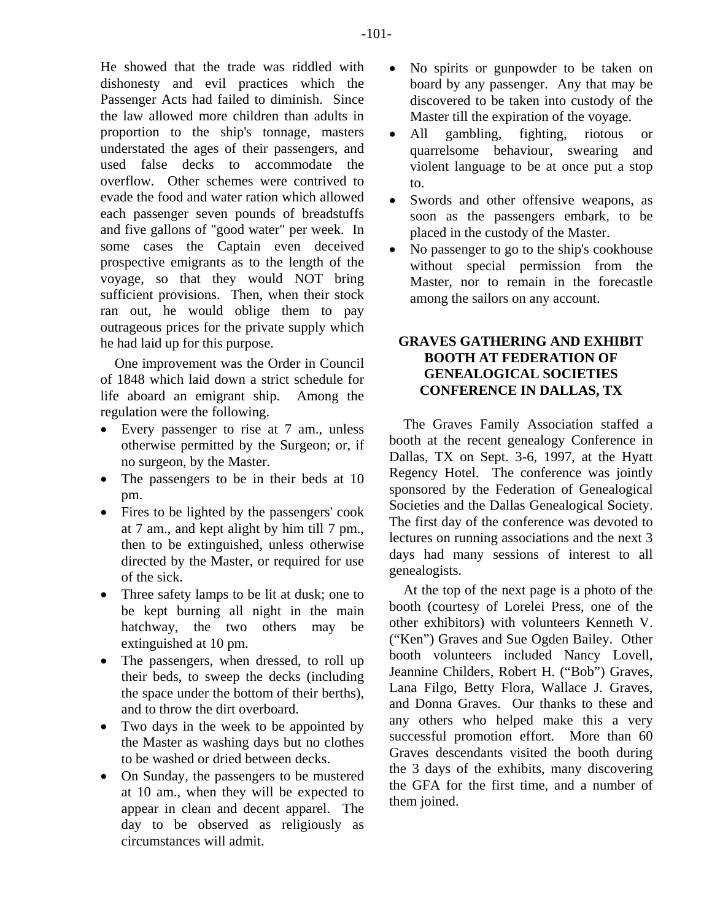He showed that the trade was riddled with dishonesty and evil practices which the Passenger Acts had failed to diminish. Since the law allowed more children than adults in proportion to the ship's tonnage, masters understated the ages of their passengers, and used false decks to accommodate the overflow. Other schemes were contrived to evade the food and water ration which allowed each passenger seven pounds of breadstuffs and five gallons of "good water" per week. In some cases the Captain even deceived prospective emigrants as to the length of the voyage, so that they would NOT bring sufficient provisions. Then, when their stock ran out, he would oblige them to pay outrageous prices for the private supply which he had laid up for this purpose.

One improvement was the Order in Council of 1848 which laid down a strict schedule for life aboard an emigrant ship. Among the regulation were the following.

- Every passenger to rise at 7 am., unless otherwise permitted by the Surgeon; or, if no surgeon, by the Master.
- The passengers to be in their beds at 10 pm.
- Fires to be lighted by the passengers' cook at 7 am., and kept alight by him till 7 pm., then to be extinguished, unless otherwise directed by the Master, or required for use of the sick.
- Three safety lamps to be lit at dusk; one to be kept burning all night in the main hatchway, the two others may be extinguished at 10 pm.
- The passengers, when dressed, to roll up their beds, to sweep the decks (including the space under the bottom of their berths), and to throw the dirt overboard.
- Two days in the week to be appointed by the Master as washing days but no clothes to be washed or dried between decks.
- On Sunday, the passengers to be mustered at 10 am., when they will be expected to appear in clean and decent apparel. The day to be observed as religiously as circumstances will admit.
- No spirits or gunpowder to be taken on board by any passenger. Any that may be discovered to be taken into custody of the Master till the expiration of the voyage.
- All gambling, fighting, riotous or quarrelsome behaviour, swearing and violent language to be at once put a stop to.
- Swords and other offensive weapons, as soon as the passengers embark, to be placed in the custody of the Master.
- No passenger to go to the ship's cookhouse without special permission from the Master, nor to remain in the forecastle among the sailors on any account.

## GRAVES GATHERING AND EXHIBIT BOOTH AT FEDERATION OF GENEALOGICAL SOCIETIES CONFERENCE IN DALLAS, TX

The Graves Family Association staffed a booth at the recent genealogy Conference in Dallas, TX on Sept. 3-6, 1997, at the Hyatt Regency Hotel. The conference was jointly sponsored by the Federation of Genealogical Societies and the Dallas Genealogical Society. The first day of the conference was devoted to lectures on running associations and the next 3 days had many sessions of interest to all genealogists.

At the top of the next page is a photo of the booth (courtesy of Lorelei Press, one of the other exhibitors) with volunteers Kenneth V. ("Ken") Graves and Sue Ogden Bailey. Other booth volunteers included Nancy Lovell, Jeannine Childers, Robert H. ("Bob") Graves, Lana Filgo, Betty Flora, Wallace J. Graves, and Donna Graves. Our thanks to these and any others who helped make this a very successful promotion effort. More than 60 Graves descendants visited the booth during the 3 days of the exhibits, many discovering the GFA for the first time, and a number of them joined.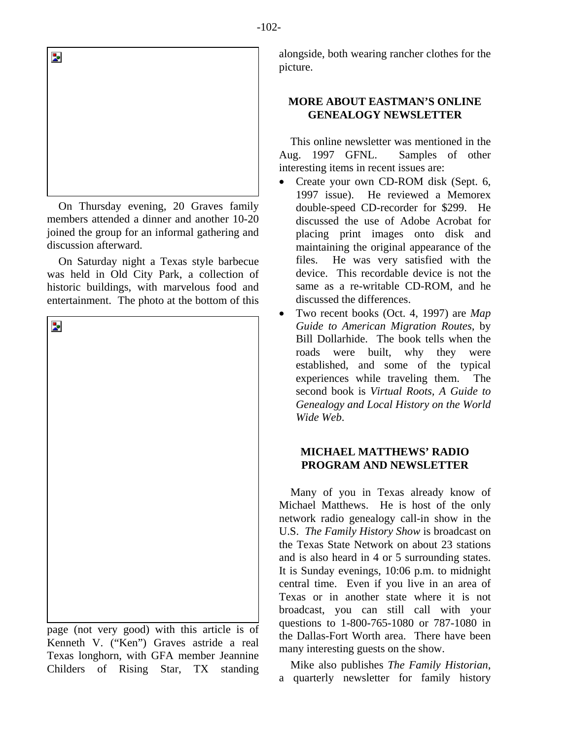On Thursday evening, 20 Graves family members attended a dinner and another 10-20 joined the group for an informal gathering and discussion afterward.

On Saturday night a Texas style barbecue was held in Old City Park, a collection of historic buildings, with marvelous food and entertainment. The photo at the bottom of this page (not very good) with this article is of Kenneth V. ("Ken") Graves astride a real Texas longhorn, with GFA member Jeannine Childers of Rising Star, TX standing alongside, both wearing rancher clothes for the picture.

## MORE ABOUT EASTMAN'S ONLINE GENEALOGY NEWSLETTER

This online newsletter was mentioned in the Aug. 1997 GFNL. Samples of other interesting items in recent issues are:

- Create your own CD-ROM disk (Sept. 6, 1997 issue). He reviewed a Memorex double-speed CD-recorder for $299. He discussed the use of Adobe Acrobat for placing print images onto disk and maintaining the original appearance of the files. He was very satisfied with the device. This recordable device is not the same as a re-writable CD-ROM, and he discussed the differences.
- Two recent books (Oct. 4, 1997) are *Map Guide to American Migration Routes*, by Bill Dollarhide. The book tells when the roads were built, why they were established, and some of the typical experiences while traveling them. The second book is *Virtual Roots, A Guide to Genealogy and Local History on the World Wide Web*.

## MICHAEL MATTHEWS' RADIO PROGRAM AND NEWSLETTER

Many of you in Texas already know of Michael Matthews. He is host of the only network radio genealogy call-in show in the U.S. *The Family History Show* is broadcast on the Texas State Network on about 23 stations and is also heard in 4 or 5 surrounding states. It is Sunday evenings, 10:06 p.m. to midnight central time. Even if you live in an area of Texas or in another state where it is not broadcast, you can still call with your questions to 1-800-765-1080 or 787-1080 in the Dallas-Fort Worth area. There have been many interesting guests on the show.

Mike also publishes *The Family Historian*, a quarterly newsletter for family history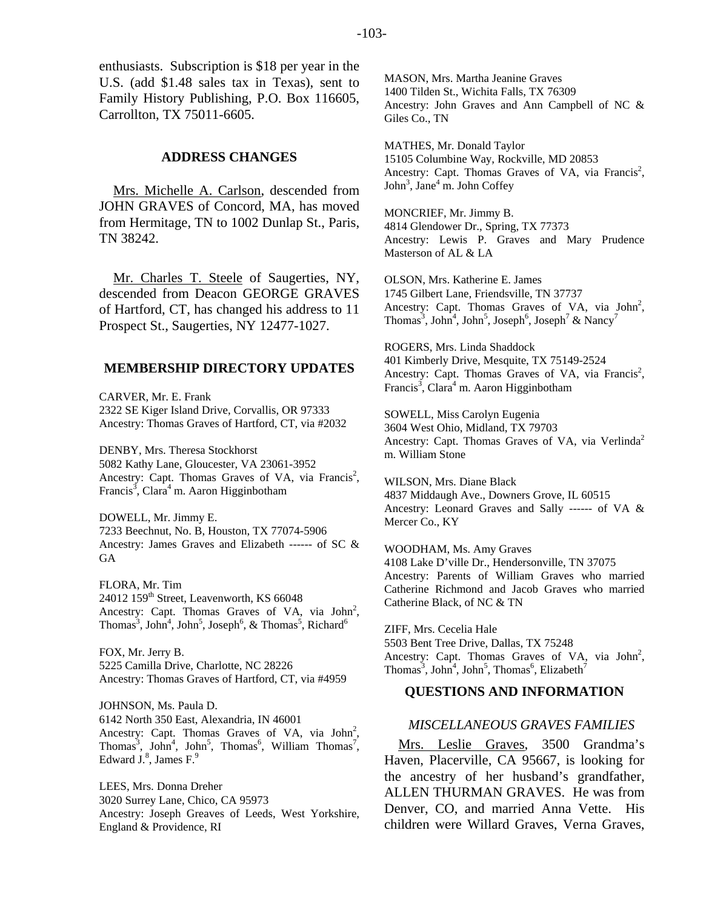enthusiasts. Subscription is $18 per year in the U.S. (add $1.48 sales tax in Texas), sent to Family History Publishing, P.O. Box 116605, Carrollton, TX 75011-6605.

## ADDRESS CHANGES

Mrs. Michelle A. Carlson, descended from JOHN GRAVES of Concord, MA, has moved from Hermitage, TN to 1002 Dunlap St., Paris, TN 38242.

Mr. Charles T. Steele of Saugerties, NY, descended from Deacon GEORGE GRAVES of Hartford, CT, has changed his address to 11 Prospect St., Saugerties, NY 12477-1027.

## MEMBERSHIP DIRECTORY UPDATES

CARVER, Mr. E. Frank
2322 SE Kiger Island Drive, Corvallis, OR 97333
Ancestry: Thomas Graves of Hartford, CT, via #2032

DENBY, Mrs. Theresa Stockhorst
5082 Kathy Lane, Gloucester, VA 23061-3952
Ancestry: Capt. Thomas Graves of VA, via Francis[2], Francis[3], Clara[4] m. Aaron Higginbotham

DOWELL, Mr. Jimmy E.
7233 Beechnut, No. B, Houston, TX 77074-5906
Ancestry: James Graves and Elizabeth ------ of SC & GA

FLORA, Mr. Tim
24012 159th Street, Leavenworth, KS 66048
Ancestry: Capt. Thomas Graves of VA, via John[2], Thomas[3], John[4], John[5], Joseph[6], & Thomas[5], Richard[6]

FOX, Mr. Jerry B.
5225 Camilla Drive, Charlotte, NC 28226
Ancestry: Thomas Graves of Hartford, CT, via #4959

JOHNSON, Ms. Paula D.
6142 North 350 East, Alexandria, IN 46001
Ancestry: Capt. Thomas Graves of VA, via John[2], Thomas[3], John[4], John[5], Thomas[6], William Thomas[7], Edward J.[8], James F.[9]

LEES, Mrs. Donna Dreher
3020 Surrey Lane, Chico, CA 95973
Ancestry: Joseph Greaves of Leeds, West Yorkshire, England & Providence, RI

MASON, Mrs. Martha Jeanine Graves
1400 Tilden St., Wichita Falls, TX 76309
Ancestry: John Graves and Ann Campbell of NC & Giles Co., TN

MATHES, Mr. Donald Taylor
15105 Columbine Way, Rockville, MD 20853
Ancestry: Capt. Thomas Graves of VA, via Francis[2], John[3], Jane[4] m. John Coffey

MONCRIEF, Mr. Jimmy B.
4814 Glendower Dr., Spring, TX 77373
Ancestry: Lewis P. Graves and Mary Prudence Masterson of AL & LA

OLSON, Mrs. Katherine E. James
1745 Gilbert Lane, Friendsville, TN 37737
Ancestry: Capt. Thomas Graves of VA, via John[2], Thomas[3], John[4], John[5], Joseph[6], Joseph[7] & Nancy[7]

ROGERS, Mrs. Linda Shaddock
401 Kimberly Drive, Mesquite, TX 75149-2524
Ancestry: Capt. Thomas Graves of VA, via Francis[2], Francis[3], Clara[4] m. Aaron Higginbotham

SOWELL, Miss Carolyn Eugenia
3604 West Ohio, Midland, TX 79703
Ancestry: Capt. Thomas Graves of VA, via Verlinda[2] m. William Stone

WILSON, Mrs. Diane Black
4837 Middaugh Ave., Downers Grove, IL 60515
Ancestry: Leonard Graves and Sally ------ of VA & Mercer Co., KY

WOODHAM, Ms. Amy Graves
4108 Lake D'ville Dr., Hendersonville, TN 37075
Ancestry: Parents of William Graves who married Catherine Richmond and Jacob Graves who married Catherine Black, of NC & TN

ZIFF, Mrs. Cecelia Hale
5503 Bent Tree Drive, Dallas, TX 75248
Ancestry: Capt. Thomas Graves of VA, via John[2], Thomas[3], John[4], John[5], Thomas[6], Elizabeth[7]

## QUESTIONS AND INFORMATION

### *MISCELLANEOUS GRAVES FAMILIES*

Mrs. Leslie Graves, 3500 Grandma's Haven, Placerville, CA 95667, is looking for the ancestry of her husband's grandfather, ALLEN THURMAN GRAVES. He was from Denver, CO, and married Anna Vette. His children were Willard Graves, Verna Graves,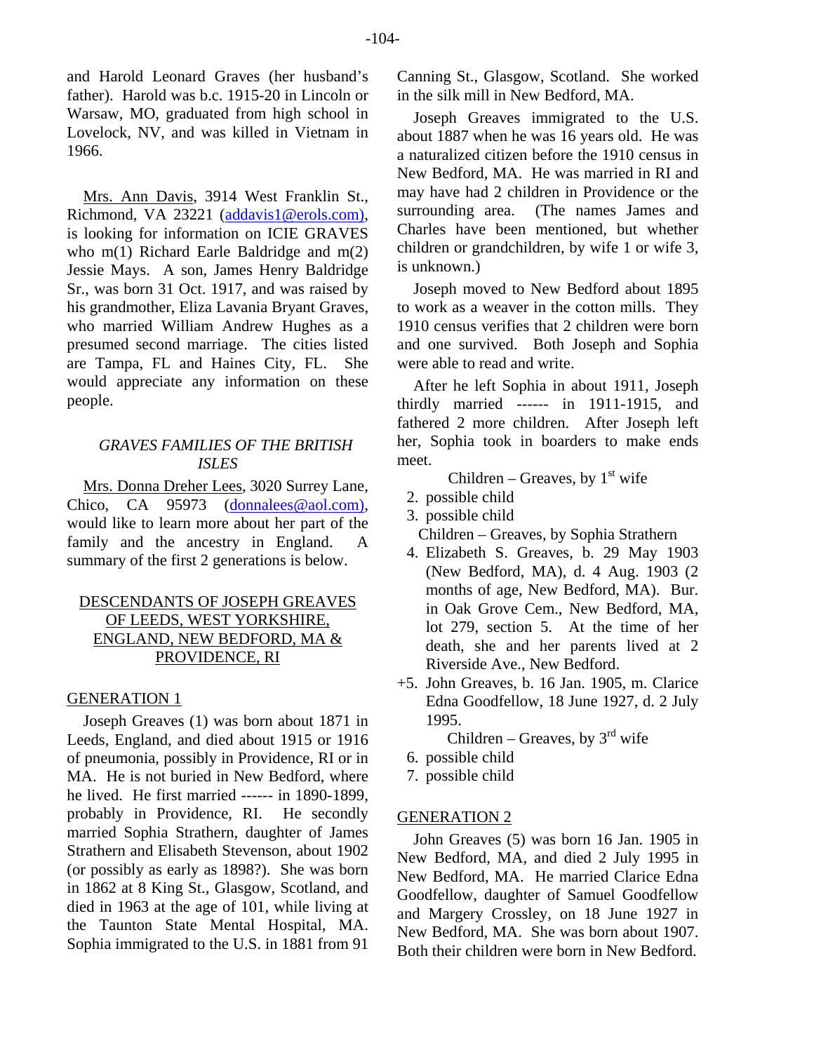and Harold Leonard Graves (her husband's father). Harold was b.c. 1915-20 in Lincoln or Warsaw, MO, graduated from high school in Lovelock, NV, and was killed in Vietnam in 1966.

Mrs. Ann Davis, 3914 West Franklin St., Richmond, VA 23221 (addavis1@erols.com), is looking for information on ICIE GRAVES who m(1) Richard Earle Baldridge and m(2) Jessie Mays. A son, James Henry Baldridge Sr., was born 31 Oct. 1917, and was raised by his grandmother, Eliza Lavania Bryant Graves, who married William Andrew Hughes as a presumed second marriage. The cities listed are Tampa, FL and Haines City, FL. She would appreciate any information on these people.

## *GRAVES FAMILIES OF THE BRITISH ISLES*

Mrs. Donna Dreher Lees, 3020 Surrey Lane, Chico, CA 95973 (donnalees@aol.com), would like to learn more about her part of the family and the ancestry in England. A summary of the first 2 generations is below.

## DESCENDANTS OF JOSEPH GREAVES OF LEEDS, WEST YORKSHIRE, ENGLAND, NEW BEDFORD, MA & PROVIDENCE, RI

### GENERATION 1

Joseph Greaves (1) was born about 1871 in Leeds, England, and died about 1915 or 1916 of pneumonia, possibly in Providence, RI or in MA. He is not buried in New Bedford, where he lived. He first married ------ in 1890-1899, probably in Providence, RI. He secondly married Sophia Strathern, daughter of James Strathern and Elisabeth Stevenson, about 1902 (or possibly as early as 1898?). She was born in 1862 at 8 King St., Glasgow, Scotland, and died in 1963 at the age of 101, while living at the Taunton State Mental Hospital, MA. Sophia immigrated to the U.S. in 1881 from 91 Canning St., Glasgow, Scotland. She worked in the silk mill in New Bedford, MA.

Joseph Greaves immigrated to the U.S. about 1887 when he was 16 years old. He was a naturalized citizen before the 1910 census in New Bedford, MA. He was married in RI and may have had 2 children in Providence or the surrounding area. (The names James and Charles have been mentioned, but whether children or grandchildren, by wife 1 or wife 3, is unknown.)

Joseph moved to New Bedford about 1895 to work as a weaver in the cotton mills. They 1910 census verifies that 2 children were born and one survived. Both Joseph and Sophia were able to read and write.

After he left Sophia in about 1911, Joseph thirdly married ------ in 1911-1915, and fathered 2 more children. After Joseph left her, Sophia took in boarders to make ends meet.

Children – Greaves, by 1st wife

2. possible child
3. possible child

Children – Greaves, by Sophia Strathern

4. Elizabeth S. Greaves, b. 29 May 1903 (New Bedford, MA), d. 4 Aug. 1903 (2 months of age, New Bedford, MA). Bur. in Oak Grove Cem., New Bedford, MA, lot 279, section 5. At the time of her death, she and her parents lived at 2 Riverside Ave., New Bedford.

+5. John Greaves, b. 16 Jan. 1905, m. Clarice Edna Goodfellow, 18 June 1927, d. 2 July 1995.

Children – Greaves, by 3rd wife

6. possible child
7. possible child

### GENERATION 2

John Greaves (5) was born 16 Jan. 1905 in New Bedford, MA, and died 2 July 1995 in New Bedford, MA. He married Clarice Edna Goodfellow, daughter of Samuel Goodfellow and Margery Crossley, on 18 June 1927 in New Bedford, MA. She was born about 1907. Both their children were born in New Bedford.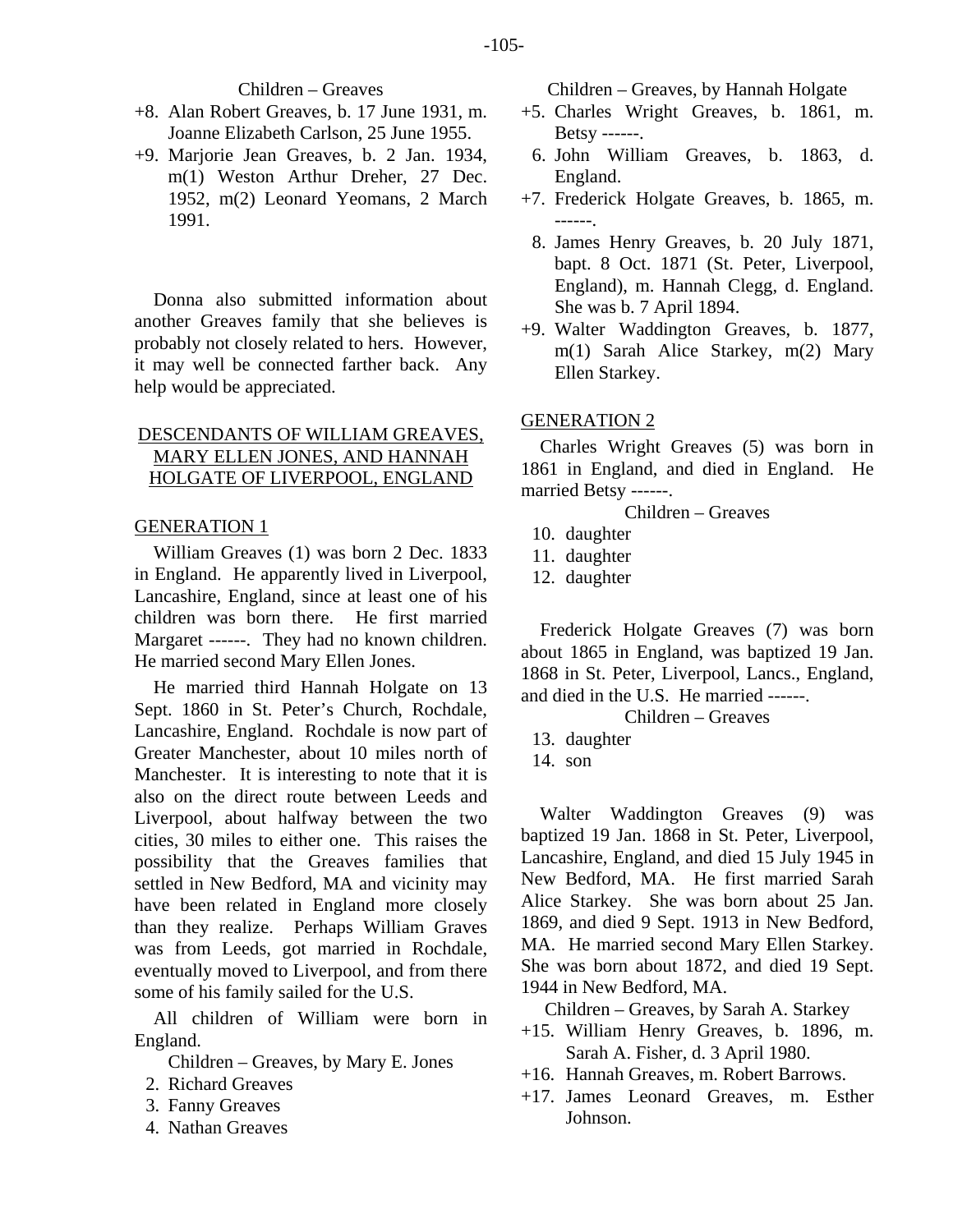Children – Greaves

+8. Alan Robert Greaves, b. 17 June 1931, m. Joanne Elizabeth Carlson, 25 June 1955.

+9. Marjorie Jean Greaves, b. 2 Jan. 1934, m(1) Weston Arthur Dreher, 27 Dec. 1952, m(2) Leonard Yeomans, 2 March 1991.

Donna also submitted information about another Greaves family that she believes is probably not closely related to hers. However, it may well be connected farther back. Any help would be appreciated.

## DESCENDANTS OF WILLIAM GREAVES, MARY ELLEN JONES, AND HANNAH HOLGATE OF LIVERPOOL, ENGLAND

### GENERATION 1

William Greaves (1) was born 2 Dec. 1833 in England. He apparently lived in Liverpool, Lancashire, England, since at least one of his children was born there. He first married Margaret ------. They had no known children. He married second Mary Ellen Jones.

He married third Hannah Holgate on 13 Sept. 1860 in St. Peter's Church, Rochdale, Lancashire, England. Rochdale is now part of Greater Manchester, about 10 miles north of Manchester. It is interesting to note that it is also on the direct route between Leeds and Liverpool, about halfway between the two cities, 30 miles to either one. This raises the possibility that the Greaves families that settled in New Bedford, MA and vicinity may have been related in England more closely than they realize. Perhaps William Graves was from Leeds, got married in Rochdale, eventually moved to Liverpool, and from there some of his family sailed for the U.S.

All children of William were born in England.

Children – Greaves, by Mary E. Jones

2. Richard Greaves
3. Fanny Greaves
4. Nathan Greaves

Children – Greaves, by Hannah Holgate

+5. Charles Wright Greaves, b. 1861, m. Betsy ------.

6. John William Greaves, b. 1863, d. England.

+7. Frederick Holgate Greaves, b. 1865, m. ------.

8. James Henry Greaves, b. 20 July 1871, bapt. 8 Oct. 1871 (St. Peter, Liverpool, England), m. Hannah Clegg, d. England. She was b. 7 April 1894.

+9. Walter Waddington Greaves, b. 1877, m(1) Sarah Alice Starkey, m(2) Mary Ellen Starkey.

### GENERATION 2

Charles Wright Greaves (5) was born in 1861 in England, and died in England. He married Betsy ------.

Children – Greaves

10. daughter
11. daughter
12. daughter

Frederick Holgate Greaves (7) was born about 1865 in England, was baptized 19 Jan. 1868 in St. Peter, Liverpool, Lancs., England, and died in the U.S. He married ------.

Children – Greaves

13. daughter
14. son

Walter Waddington Greaves (9) was baptized 19 Jan. 1868 in St. Peter, Liverpool, Lancashire, England, and died 15 July 1945 in New Bedford, MA. He first married Sarah Alice Starkey. She was born about 25 Jan. 1869, and died 9 Sept. 1913 in New Bedford, MA. He married second Mary Ellen Starkey. She was born about 1872, and died 19 Sept. 1944 in New Bedford, MA.

Children – Greaves, by Sarah A. Starkey

+15. William Henry Greaves, b. 1896, m. Sarah A. Fisher, d. 3 April 1980.

+16. Hannah Greaves, m. Robert Barrows.

+17. James Leonard Greaves, m. Esther Johnson.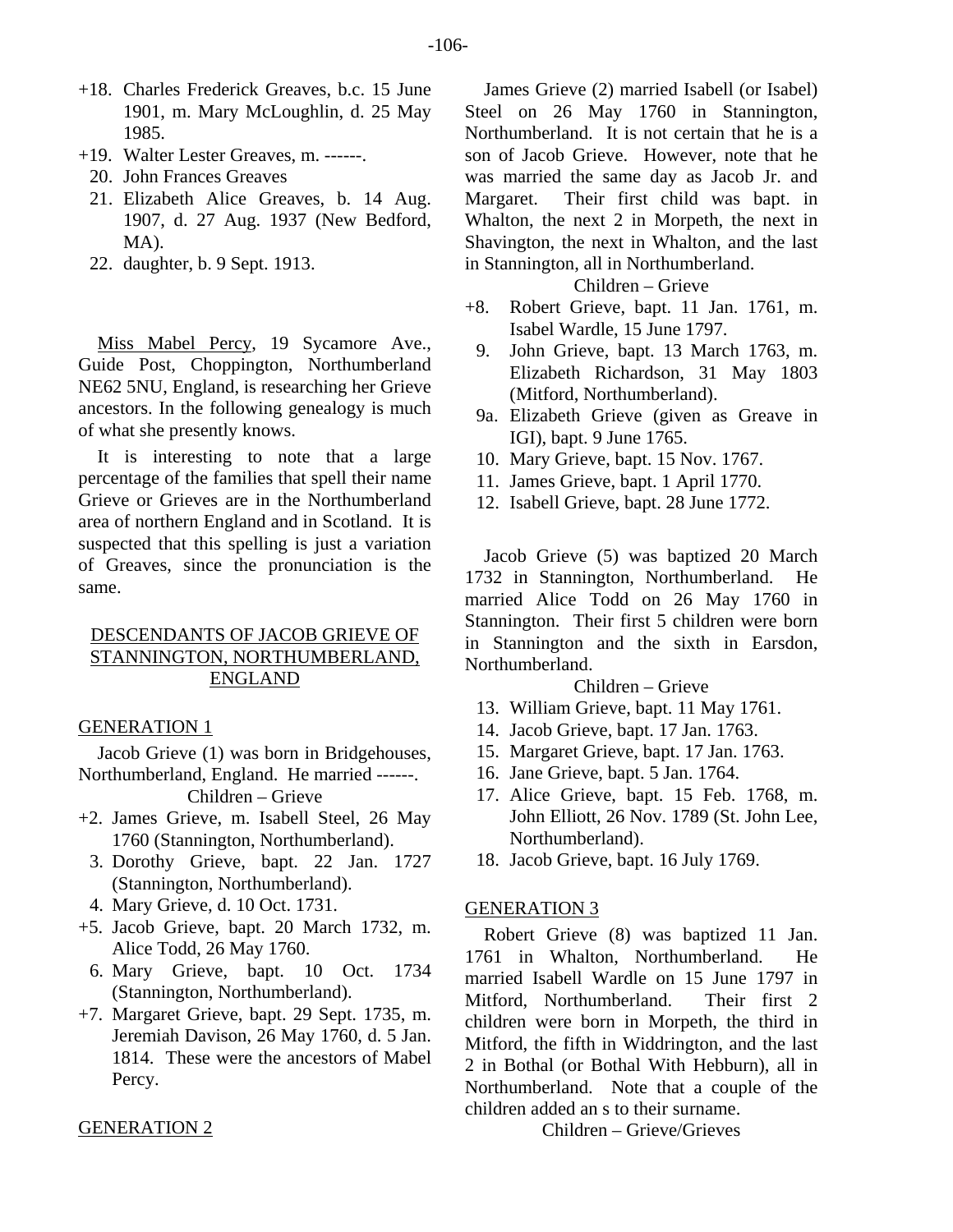+18. Charles Frederick Greaves, b.c. 15 June 1901, m. Mary McLoughlin, d. 25 May 1985.
+19. Walter Lester Greaves, m. ------.
20. John Frances Greaves
21. Elizabeth Alice Greaves, b. 14 Aug. 1907, d. 27 Aug. 1937 (New Bedford, MA).
22. daughter, b. 9 Sept. 1913.

<u>Miss Mabel Percy</u>, 19 Sycamore Ave., Guide Post, Choppington, Northumberland NE62 5NU, England, is researching her Grieve ancestors. In the following genealogy is much of what she presently knows.

It is interesting to note that a large percentage of the families that spell their name Grieve or Grieves are in the Northumberland area of northern England and in Scotland. It is suspected that this spelling is just a variation of Greaves, since the pronunciation is the same.

## DESCENDANTS OF JACOB GRIEVE OF STANNINGTON, NORTHUMBERLAND, ENGLAND

### GENERATION 1

Jacob Grieve (1) was born in Bridgehouses, Northumberland, England. He married ------.

Children – Grieve

+2. James Grieve, m. Isabell Steel, 26 May 1760 (Stannington, Northumberland).
3. Dorothy Grieve, bapt. 22 Jan. 1727 (Stannington, Northumberland).
4. Mary Grieve, d. 10 Oct. 1731.
+5. Jacob Grieve, bapt. 20 March 1732, m. Alice Todd, 26 May 1760.
6. Mary Grieve, bapt. 10 Oct. 1734 (Stannington, Northumberland).
+7. Margaret Grieve, bapt. 29 Sept. 1735, m. Jeremiah Davison, 26 May 1760, d. 5 Jan. 1814. These were the ancestors of Mabel Percy.

### GENERATION 2

James Grieve (2) married Isabell (or Isabel) Steel on 26 May 1760 in Stannington, Northumberland. It is not certain that he is a son of Jacob Grieve. However, note that he was married the same day as Jacob Jr. and Margaret. Their first child was bapt. in Whalton, the next 2 in Morpeth, the next in Shavington, the next in Whalton, and the last in Stannington, all in Northumberland.

Children – Grieve

+8. Robert Grieve, bapt. 11 Jan. 1761, m. Isabel Wardle, 15 June 1797.
9. John Grieve, bapt. 13 March 1763, m. Elizabeth Richardson, 31 May 1803 (Mitford, Northumberland).
9a. Elizabeth Grieve (given as Greave in IGI), bapt. 9 June 1765.
10. Mary Grieve, bapt. 15 Nov. 1767.
11. James Grieve, bapt. 1 April 1770.
12. Isabell Grieve, bapt. 28 June 1772.

Jacob Grieve (5) was baptized 20 March 1732 in Stannington, Northumberland. He married Alice Todd on 26 May 1760 in Stannington. Their first 5 children were born in Stannington and the sixth in Earsdon, Northumberland.

Children – Grieve

13. William Grieve, bapt. 11 May 1761.
14. Jacob Grieve, bapt. 17 Jan. 1763.
15. Margaret Grieve, bapt. 17 Jan. 1763.
16. Jane Grieve, bapt. 5 Jan. 1764.
17. Alice Grieve, bapt. 15 Feb. 1768, m. John Elliott, 26 Nov. 1789 (St. John Lee, Northumberland).
18. Jacob Grieve, bapt. 16 July 1769.

### GENERATION 3

Robert Grieve (8) was baptized 11 Jan. 1761 in Whalton, Northumberland. He married Isabell Wardle on 15 June 1797 in Mitford, Northumberland. Their first 2 children were born in Morpeth, the third in Mitford, the fifth in Widdrington, and the last 2 in Bothal (or Bothal With Hebburn), all in Northumberland. Note that a couple of the children added an s to their surname.

Children – Grieve/Grieves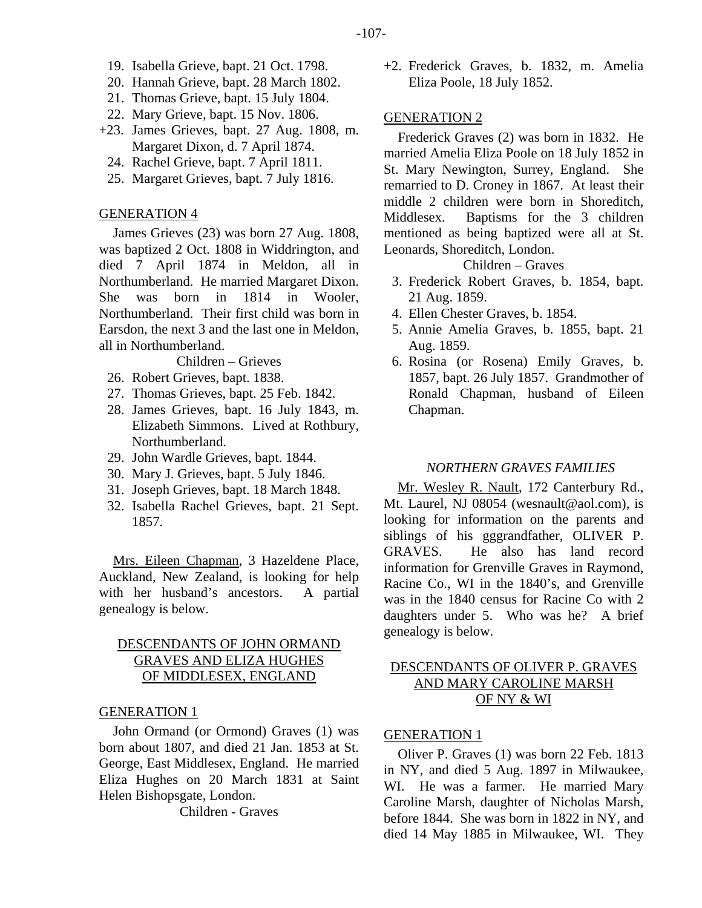19. Isabella Grieve, bapt. 21 Oct. 1798.
20. Hannah Grieve, bapt. 28 March 1802.
21. Thomas Grieve, bapt. 15 July 1804.
22. Mary Grieve, bapt. 15 Nov. 1806.
+23. James Grieves, bapt. 27 Aug. 1808, m. Margaret Dixon, d. 7 April 1874.
24. Rachel Grieve, bapt. 7 April 1811.
25. Margaret Grieves, bapt. 7 July 1816.

GENERATION 4

James Grieves (23) was born 27 Aug. 1808, was baptized 2 Oct. 1808 in Widdrington, and died 7 April 1874 in Meldon, all in Northumberland. He married Margaret Dixon. She was born in 1814 in Wooler, Northumberland. Their first child was born in Earsdon, the next 3 and the last one in Meldon, all in Northumberland.

Children – Grieves

26. Robert Grieves, bapt. 1838.
27. Thomas Grieves, bapt. 25 Feb. 1842.
28. James Grieves, bapt. 16 July 1843, m. Elizabeth Simmons. Lived at Rothbury, Northumberland.
29. John Wardle Grieves, bapt. 1844.
30. Mary J. Grieves, bapt. 5 July 1846.
31. Joseph Grieves, bapt. 18 March 1848.
32. Isabella Rachel Grieves, bapt. 21 Sept. 1857.

Mrs. Eileen Chapman, 3 Hazeldene Place, Auckland, New Zealand, is looking for help with her husband's ancestors. A partial genealogy is below.

DESCENDANTS OF JOHN ORMAND GRAVES AND ELIZA HUGHES OF MIDDLESEX, ENGLAND

GENERATION 1

John Ormand (or Ormond) Graves (1) was born about 1807, and died 21 Jan. 1853 at St. George, East Middlesex, England. He married Eliza Hughes on 20 March 1831 at Saint Helen Bishopsgate, London.

Children - Graves

+2. Frederick Graves, b. 1832, m. Amelia Eliza Poole, 18 July 1852.

GENERATION 2

Frederick Graves (2) was born in 1832. He married Amelia Eliza Poole on 18 July 1852 in St. Mary Newington, Surrey, England. She remarried to D. Croney in 1867. At least their middle 2 children were born in Shoreditch, Middlesex. Baptisms for the 3 children mentioned as being baptized were all at St. Leonards, Shoreditch, London.

Children – Graves

3. Frederick Robert Graves, b. 1854, bapt. 21 Aug. 1859.
4. Ellen Chester Graves, b. 1854.
5. Annie Amelia Graves, b. 1855, bapt. 21 Aug. 1859.
6. Rosina (or Rosena) Emily Graves, b. 1857, bapt. 26 July 1857. Grandmother of Ronald Chapman, husband of Eileen Chapman.

*NORTHERN GRAVES FAMILIES*

Mr. Wesley R. Nault, 172 Canterbury Rd., Mt. Laurel, NJ 08054 (wesnault@aol.com), is looking for information on the parents and siblings of his gggrandfather, OLIVER P. GRAVES. He also has land record information for Grenville Graves in Raymond, Racine Co., WI in the 1840's, and Grenville was in the 1840 census for Racine Co with 2 daughters under 5. Who was he? A brief genealogy is below.

DESCENDANTS OF OLIVER P. GRAVES AND MARY CAROLINE MARSH OF NY & WI

GENERATION 1

Oliver P. Graves (1) was born 22 Feb. 1813 in NY, and died 5 Aug. 1897 in Milwaukee, WI. He was a farmer. He married Mary Caroline Marsh, daughter of Nicholas Marsh, before 1844. She was born in 1822 in NY, and died 14 May 1885 in Milwaukee, WI. They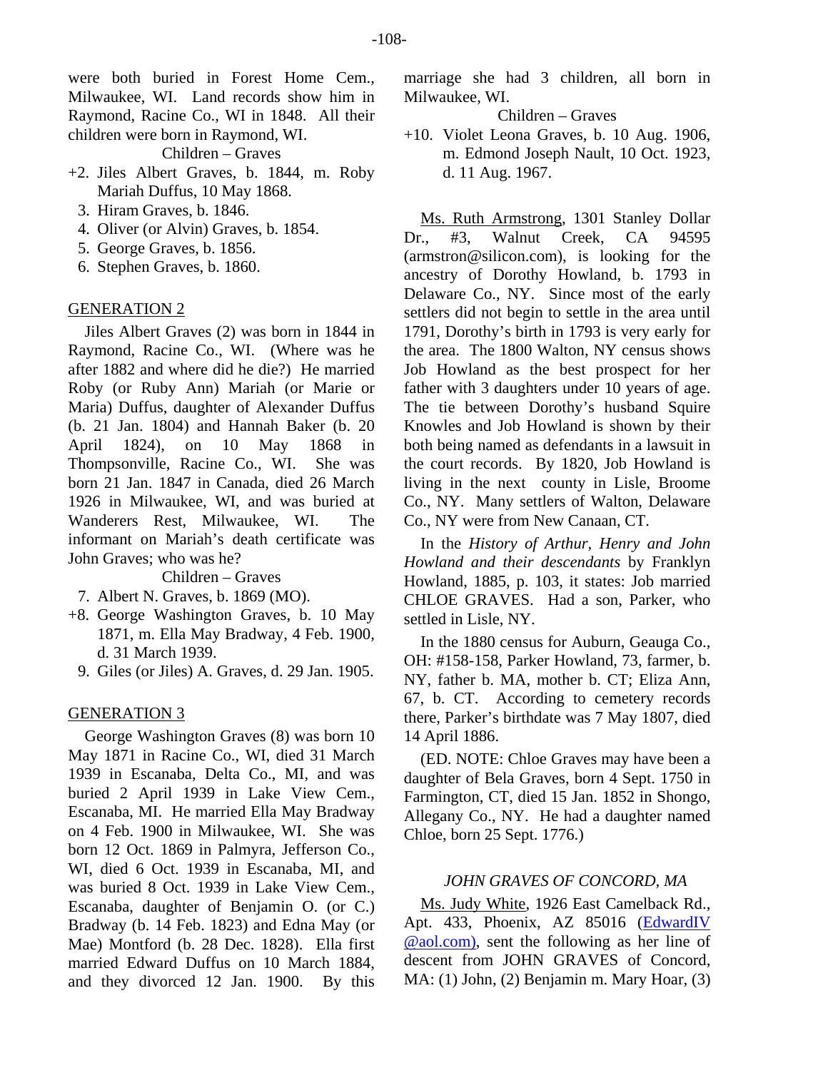were both buried in Forest Home Cem., Milwaukee, WI. Land records show him in Raymond, Racine Co., WI in 1848. All their children were born in Raymond, WI.

Children – Graves

+2. Jiles Albert Graves, b. 1844, m. Roby Mariah Duffus, 10 May 1868.
3. Hiram Graves, b. 1846.
4. Oliver (or Alvin) Graves, b. 1854.
5. George Graves, b. 1856.
6. Stephen Graves, b. 1860.

## GENERATION 2

Jiles Albert Graves (2) was born in 1844 in Raymond, Racine Co., WI. (Where was he after 1882 and where did he die?) He married Roby (or Ruby Ann) Mariah (or Marie or Maria) Duffus, daughter of Alexander Duffus (b. 21 Jan. 1804) and Hannah Baker (b. 20 April 1824), on 10 May 1868 in Thompsonville, Racine Co., WI. She was born 21 Jan. 1847 in Canada, died 26 March 1926 in Milwaukee, WI, and was buried at Wanderers Rest, Milwaukee, WI. The informant on Mariah's death certificate was John Graves; who was he?

Children – Graves

7. Albert N. Graves, b. 1869 (MO).
+8. George Washington Graves, b. 10 May 1871, m. Ella May Bradway, 4 Feb. 1900, d. 31 March 1939.
9. Giles (or Jiles) A. Graves, d. 29 Jan. 1905.

## GENERATION 3

George Washington Graves (8) was born 10 May 1871 in Racine Co., WI, died 31 March 1939 in Escanaba, Delta Co., MI, and was buried 2 April 1939 in Lake View Cem., Escanaba, MI. He married Ella May Bradway on 4 Feb. 1900 in Milwaukee, WI. She was born 12 Oct. 1869 in Palmyra, Jefferson Co., WI, died 6 Oct. 1939 in Escanaba, MI, and was buried 8 Oct. 1939 in Lake View Cem., Escanaba, daughter of Benjamin O. (or C.) Bradway (b. 14 Feb. 1823) and Edna May (or Mae) Montford (b. 28 Dec. 1828). Ella first married Edward Duffus on 10 March 1884, and they divorced 12 Jan. 1900. By this marriage she had 3 children, all born in Milwaukee, WI.

Children – Graves

+10. Violet Leona Graves, b. 10 Aug. 1906, m. Edmond Joseph Nault, 10 Oct. 1923, d. 11 Aug. 1967.

Ms. Ruth Armstrong, 1301 Stanley Dollar Dr., #3, Walnut Creek, CA 94595 (armstron@silicon.com), is looking for the ancestry of Dorothy Howland, b. 1793 in Delaware Co., NY. Since most of the early settlers did not begin to settle in the area until 1791, Dorothy's birth in 1793 is very early for the area. The 1800 Walton, NY census shows Job Howland as the best prospect for her father with 3 daughters under 10 years of age. The tie between Dorothy's husband Squire Knowles and Job Howland is shown by their both being named as defendants in a lawsuit in the court records. By 1820, Job Howland is living in the next county in Lisle, Broome Co., NY. Many settlers of Walton, Delaware Co., NY were from New Canaan, CT.

In the *History of Arthur, Henry and John Howland and their descendants* by Franklyn Howland, 1885, p. 103, it states: Job married CHLOE GRAVES. Had a son, Parker, who settled in Lisle, NY.

In the 1880 census for Auburn, Geauga Co., OH: #158-158, Parker Howland, 73, farmer, b. NY, father b. MA, mother b. CT; Eliza Ann, 67, b. CT. According to cemetery records there, Parker's birthdate was 7 May 1807, died 14 April 1886.

(ED. NOTE: Chloe Graves may have been a daughter of Bela Graves, born 4 Sept. 1750 in Farmington, CT, died 15 Jan. 1852 in Shongo, Allegany Co., NY. He had a daughter named Chloe, born 25 Sept. 1776.)

### *JOHN GRAVES OF CONCORD, MA*

Ms. Judy White, 1926 East Camelback Rd., Apt. 433, Phoenix, AZ 85016 (EdwardIV@aol.com), sent the following as her line of descent from JOHN GRAVES of Concord, MA: (1) John, (2) Benjamin m. Mary Hoar, (3)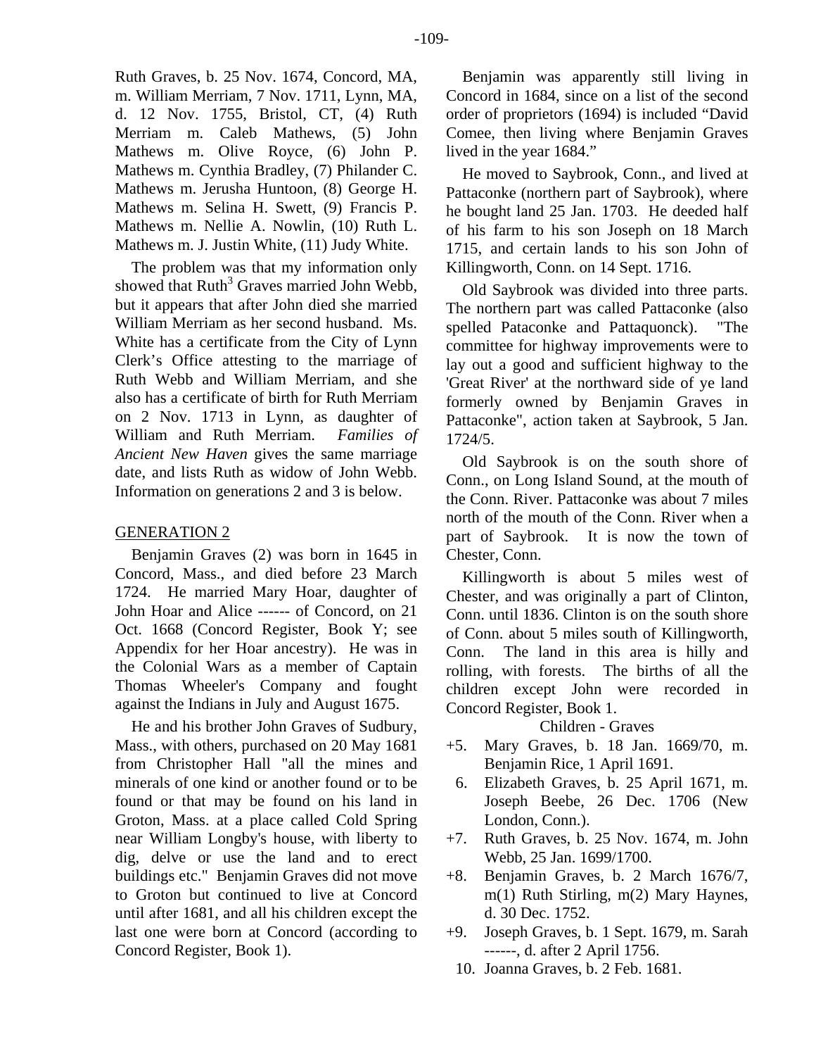Ruth Graves, b. 25 Nov. 1674, Concord, MA, m. William Merriam, 7 Nov. 1711, Lynn, MA, d. 12 Nov. 1755, Bristol, CT, (4) Ruth Merriam m. Caleb Mathews, (5) John Mathews m. Olive Royce, (6) John P. Mathews m. Cynthia Bradley, (7) Philander C. Mathews m. Jerusha Huntoon, (8) George H. Mathews m. Selina H. Swett, (9) Francis P. Mathews m. Nellie A. Nowlin, (10) Ruth L. Mathews m. J. Justin White, (11) Judy White.

The problem was that my information only showed that Ruth[3] Graves married John Webb, but it appears that after John died she married William Merriam as her second husband. Ms. White has a certificate from the City of Lynn Clerk's Office attesting to the marriage of Ruth Webb and William Merriam, and she also has a certificate of birth for Ruth Merriam on 2 Nov. 1713 in Lynn, as daughter of William and Ruth Merriam. *Families of Ancient New Haven* gives the same marriage date, and lists Ruth as widow of John Webb. Information on generations 2 and 3 is below.

## GENERATION 2

Benjamin Graves (2) was born in 1645 in Concord, Mass., and died before 23 March 1724. He married Mary Hoar, daughter of John Hoar and Alice ------ of Concord, on 21 Oct. 1668 (Concord Register, Book Y; see Appendix for her Hoar ancestry). He was in the Colonial Wars as a member of Captain Thomas Wheeler's Company and fought against the Indians in July and August 1675.

He and his brother John Graves of Sudbury, Mass., with others, purchased on 20 May 1681 from Christopher Hall "all the mines and minerals of one kind or another found or to be found or that may be found on his land in Groton, Mass. at a place called Cold Spring near William Longby's house, with liberty to dig, delve or use the land and to erect buildings etc." Benjamin Graves did not move to Groton but continued to live at Concord until after 1681, and all his children except the last one were born at Concord (according to Concord Register, Book 1).

Benjamin was apparently still living in Concord in 1684, since on a list of the second order of proprietors (1694) is included "David Comee, then living where Benjamin Graves lived in the year 1684."

He moved to Saybrook, Conn., and lived at Pattaconke (northern part of Saybrook), where he bought land 25 Jan. 1703. He deeded half of his farm to his son Joseph on 18 March 1715, and certain lands to his son John of Killingworth, Conn. on 14 Sept. 1716.

Old Saybrook was divided into three parts. The northern part was called Pattaconke (also spelled Pataconke and Pattaquonck). "The committee for highway improvements were to lay out a good and sufficient highway to the 'Great River' at the northward side of ye land formerly owned by Benjamin Graves in Pattaconke", action taken at Saybrook, 5 Jan. 1724/5.

Old Saybrook is on the south shore of Conn., on Long Island Sound, at the mouth of the Conn. River. Pattaconke was about 7 miles north of the mouth of the Conn. River when a part of Saybrook. It is now the town of Chester, Conn.

Killingworth is about 5 miles west of Chester, and was originally a part of Clinton, Conn. until 1836. Clinton is on the south shore of Conn. about 5 miles south of Killingworth, Conn. The land in this area is hilly and rolling, with forests. The births of all the children except John were recorded in Concord Register, Book 1.

Children - Graves

+5. Mary Graves, b. 18 Jan. 1669/70, m. Benjamin Rice, 1 April 1691.
6. Elizabeth Graves, b. 25 April 1671, m. Joseph Beebe, 26 Dec. 1706 (New London, Conn.).
+7. Ruth Graves, b. 25 Nov. 1674, m. John Webb, 25 Jan. 1699/1700.
+8. Benjamin Graves, b. 2 March 1676/7, m(1) Ruth Stirling, m(2) Mary Haynes, d. 30 Dec. 1752.
+9. Joseph Graves, b. 1 Sept. 1679, m. Sarah ------, d. after 2 April 1756.
10. Joanna Graves, b. 2 Feb. 1681.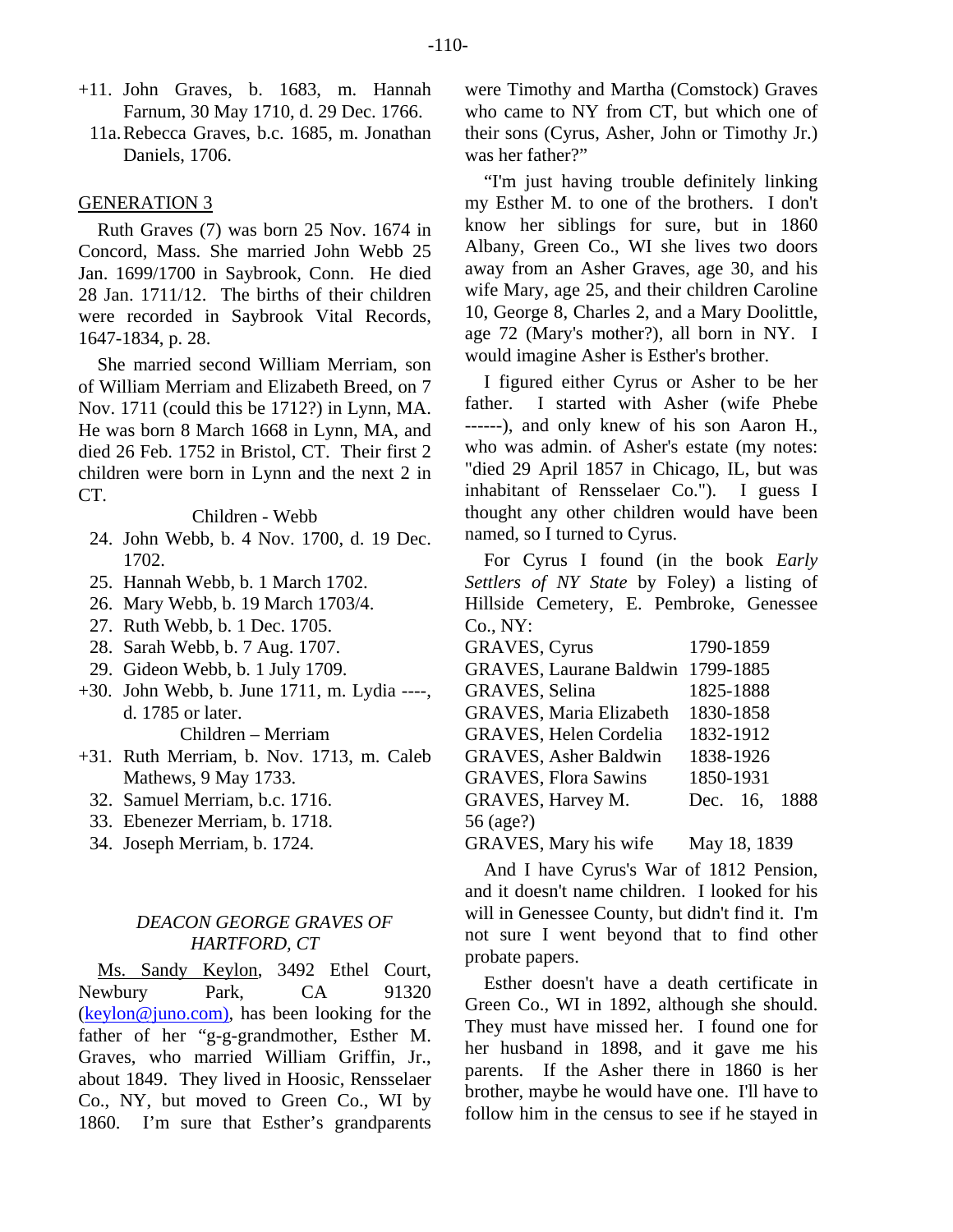+11. John Graves, b. 1683, m. Hannah Farnum, 30 May 1710, d. 29 Dec. 1766.

11a. Rebecca Graves, b.c. 1685, m. Jonathan Daniels, 1706.

## GENERATION 3

Ruth Graves (7) was born 25 Nov. 1674 in Concord, Mass. She married John Webb 25 Jan. 1699/1700 in Saybrook, Conn. He died 28 Jan. 1711/12. The births of their children were recorded in Saybrook Vital Records, 1647-1834, p. 28.

She married second William Merriam, son of William Merriam and Elizabeth Breed, on 7 Nov. 1711 (could this be 1712?) in Lynn, MA. He was born 8 March 1668 in Lynn, MA, and died 26 Feb. 1752 in Bristol, CT. Their first 2 children were born in Lynn and the next 2 in CT.

Children - Webb

24. John Webb, b. 4 Nov. 1700, d. 19 Dec. 1702.
25. Hannah Webb, b. 1 March 1702.
26. Mary Webb, b. 19 March 1703/4.
27. Ruth Webb, b. 1 Dec. 1705.
28. Sarah Webb, b. 7 Aug. 1707.
29. Gideon Webb, b. 1 July 1709.

+30. John Webb, b. June 1711, m. Lydia ----, d. 1785 or later.

Children – Merriam

+31. Ruth Merriam, b. Nov. 1713, m. Caleb Mathews, 9 May 1733.

32. Samuel Merriam, b.c. 1716.
33. Ebenezer Merriam, b. 1718.
34. Joseph Merriam, b. 1724.

### *DEACON GEORGE GRAVES OF HARTFORD, CT*

Ms. Sandy Keylon, 3492 Ethel Court, Newbury Park, CA 91320 (keylon@juno.com), has been looking for the father of her "g-g-grandmother, Esther M. Graves, who married William Griffin, Jr., about 1849. They lived in Hoosic, Rensselaer Co., NY, but moved to Green Co., WI by 1860. I'm sure that Esther's grandparents were Timothy and Martha (Comstock) Graves who came to NY from CT, but which one of their sons (Cyrus, Asher, John or Timothy Jr.) was her father?"

"I'm just having trouble definitely linking my Esther M. to one of the brothers. I don't know her siblings for sure, but in 1860 Albany, Green Co., WI she lives two doors away from an Asher Graves, age 30, and his wife Mary, age 25, and their children Caroline 10, George 8, Charles 2, and a Mary Doolittle, age 72 (Mary's mother?), all born in NY. I would imagine Asher is Esther's brother.

I figured either Cyrus or Asher to be her father. I started with Asher (wife Phebe ------), and only knew of his son Aaron H., who was admin. of Asher's estate (my notes: "died 29 April 1857 in Chicago, IL, but was inhabitant of Rensselaer Co."). I guess I thought any other children would have been named, so I turned to Cyrus.

For Cyrus I found (in the book *Early Settlers of NY State* by Foley) a listing of Hillside Cemetery, E. Pembroke, Genessee Co., NY:

| | |
|---|---|
| GRAVES, Cyrus | 1790-1859 |
| GRAVES, Laurane Baldwin | 1799-1885 |
| GRAVES, Selina | 1825-1888 |
| GRAVES, Maria Elizabeth | 1830-1858 |
| GRAVES, Helen Cordelia | 1832-1912 |
| GRAVES, Asher Baldwin | 1838-1926 |
| GRAVES, Flora Sawins | 1850-1931 |
| GRAVES, Harvey M. 56 (age?) | Dec. 16, 1888 |
| GRAVES, Mary his wife | May 18, 1839 |

And I have Cyrus's War of 1812 Pension, and it doesn't name children. I looked for his will in Genessee County, but didn't find it. I'm not sure I went beyond that to find other probate papers.

Esther doesn't have a death certificate in Green Co., WI in 1892, although she should. They must have missed her. I found one for her husband in 1898, and it gave me his parents. If the Asher there in 1860 is her brother, maybe he would have one. I'll have to follow him in the census to see if he stayed in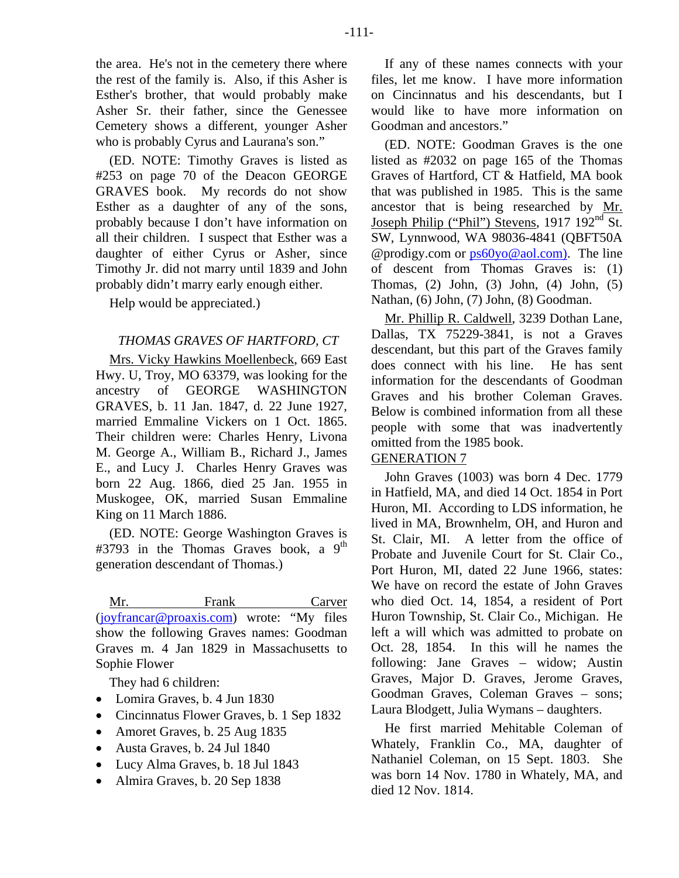the area. He's not in the cemetery there where the rest of the family is. Also, if this Asher is Esther's brother, that would probably make Asher Sr. their father, since the Genessee Cemetery shows a different, younger Asher who is probably Cyrus and Laurana's son."

(ED. NOTE: Timothy Graves is listed as #253 on page 70 of the Deacon GEORGE GRAVES book. My records do not show Esther as a daughter of any of the sons, probably because I don't have information on all their children. I suspect that Esther was a daughter of either Cyrus or Asher, since Timothy Jr. did not marry until 1839 and John probably didn't marry early enough either.

Help would be appreciated.)

### *THOMAS GRAVES OF HARTFORD, CT*

Mrs. Vicky Hawkins Moellenbeck, 669 East Hwy. U, Troy, MO 63379, was looking for the ancestry of GEORGE WASHINGTON GRAVES, b. 11 Jan. 1847, d. 22 June 1927, married Emmaline Vickers on 1 Oct. 1865. Their children were: Charles Henry, Livona M. George A., William B., Richard J., James E., and Lucy J. Charles Henry Graves was born 22 Aug. 1866, died 25 Jan. 1955 in Muskogee, OK, married Susan Emmaline King on 11 March 1886.

(ED. NOTE: George Washington Graves is #3793 in the Thomas Graves book, a 9th generation descendant of Thomas.)

Mr. Frank Carver (joyfrancar@proaxis.com) wrote: "My files show the following Graves names: Goodman Graves m. 4 Jan 1829 in Massachusetts to Sophie Flower

They had 6 children:

- Lomira Graves, b. 4 Jun 1830
- Cincinnatus Flower Graves, b. 1 Sep 1832
- Amoret Graves, b. 25 Aug 1835
- Austa Graves, b. 24 Jul 1840
- Lucy Alma Graves, b. 18 Jul 1843
- Almira Graves, b. 20 Sep 1838

If any of these names connects with your files, let me know. I have more information on Cincinnatus and his descendants, but I would like to have more information on Goodman and ancestors."

(ED. NOTE: Goodman Graves is the one listed as #2032 on page 165 of the Thomas Graves of Hartford, CT & Hatfield, MA book that was published in 1985. This is the same ancestor that is being researched by Mr. Joseph Philip ("Phil") Stevens, 1917 192nd St. SW, Lynnwood, WA 98036-4841 (QBFT50A @prodigy.com or ps60yo@aol.com). The line of descent from Thomas Graves is: (1) Thomas, (2) John, (3) John, (4) John, (5) Nathan, (6) John, (7) John, (8) Goodman.

Mr. Phillip R. Caldwell, 3239 Dothan Lane, Dallas, TX 75229-3841, is not a Graves descendant, but this part of the Graves family does connect with his line. He has sent information for the descendants of Goodman Graves and his brother Coleman Graves. Below is combined information from all these people with some that was inadvertently omitted from the 1985 book.

GENERATION 7

John Graves (1003) was born 4 Dec. 1779 in Hatfield, MA, and died 14 Oct. 1854 in Port Huron, MI. According to LDS information, he lived in MA, Brownhelm, OH, and Huron and St. Clair, MI. A letter from the office of Probate and Juvenile Court for St. Clair Co., Port Huron, MI, dated 22 June 1966, states: We have on record the estate of John Graves who died Oct. 14, 1854, a resident of Port Huron Township, St. Clair Co., Michigan. He left a will which was admitted to probate on Oct. 28, 1854. In this will he names the following: Jane Graves – widow; Austin Graves, Major D. Graves, Jerome Graves, Goodman Graves, Coleman Graves – sons; Laura Blodgett, Julia Wymans – daughters.

He first married Mehitable Coleman of Whately, Franklin Co., MA, daughter of Nathaniel Coleman, on 15 Sept. 1803. She was born 14 Nov. 1780 in Whately, MA, and died 12 Nov. 1814.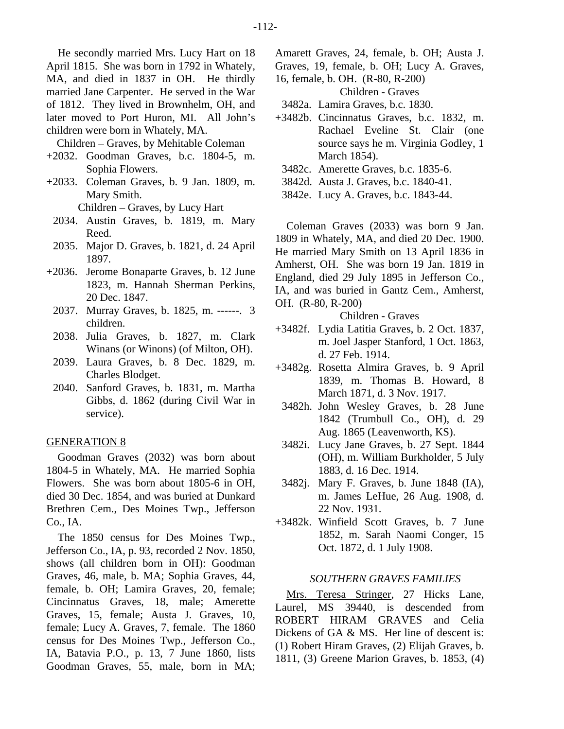He secondly married Mrs. Lucy Hart on 18 April 1815. She was born in 1792 in Whately, MA, and died in 1837 in OH. He thirdly married Jane Carpenter. He served in the War of 1812. They lived in Brownhelm, OH, and later moved to Port Huron, MI. All John's children were born in Whately, MA.

Children – Graves, by Mehitable Coleman

+2032. Goodman Graves, b.c. 1804-5, m. Sophia Flowers.
+2033. Coleman Graves, b. 9 Jan. 1809, m. Mary Smith.

Children – Graves, by Lucy Hart

2034. Austin Graves, b. 1819, m. Mary Reed.
2035. Major D. Graves, b. 1821, d. 24 April 1897.
+2036. Jerome Bonaparte Graves, b. 12 June 1823, m. Hannah Sherman Perkins, 20 Dec. 1847.
2037. Murray Graves, b. 1825, m. ------. 3 children.
2038. Julia Graves, b. 1827, m. Clark Winans (or Winons) (of Milton, OH).
2039. Laura Graves, b. 8 Dec. 1829, m. Charles Blodget.
2040. Sanford Graves, b. 1831, m. Martha Gibbs, d. 1862 (during Civil War in service).

## GENERATION 8

Goodman Graves (2032) was born about 1804-5 in Whately, MA. He married Sophia Flowers. She was born about 1805-6 in OH, died 30 Dec. 1854, and was buried at Dunkard Brethren Cem., Des Moines Twp., Jefferson Co., IA.

The 1850 census for Des Moines Twp., Jefferson Co., IA, p. 93, recorded 2 Nov. 1850, shows (all children born in OH): Goodman Graves, 46, male, b. MA; Sophia Graves, 44, female, b. OH; Lamira Graves, 20, female; Cincinnatus Graves, 18, male; Amerette Graves, 15, female; Austa J. Graves, 10, female; Lucy A. Graves, 7, female. The 1860 census for Des Moines Twp., Jefferson Co., IA, Batavia P.O., p. 13, 7 June 1860, lists Goodman Graves, 55, male, born in MA; Amarett Graves, 24, female, b. OH; Austa J. Graves, 19, female, b. OH; Lucy A. Graves, 16, female, b. OH. (R-80, R-200)

Children - Graves

3482a. Lamira Graves, b.c. 1830.
+3482b. Cincinnatus Graves, b.c. 1832, m. Rachael Eveline St. Clair (one source says he m. Virginia Godley, 1 March 1854).
3482c. Amerette Graves, b.c. 1835-6.
3842d. Austa J. Graves, b.c. 1840-41.
3842e. Lucy A. Graves, b.c. 1843-44.

Coleman Graves (2033) was born 9 Jan. 1809 in Whately, MA, and died 20 Dec. 1900. He married Mary Smith on 13 April 1836 in Amherst, OH. She was born 19 Jan. 1819 in England, died 29 July 1895 in Jefferson Co., IA, and was buried in Gantz Cem., Amherst, OH. (R-80, R-200)

Children - Graves

+3482f. Lydia Latitia Graves, b. 2 Oct. 1837, m. Joel Jasper Stanford, 1 Oct. 1863, d. 27 Feb. 1914.
+3482g. Rosetta Almira Graves, b. 9 April 1839, m. Thomas B. Howard, 8 March 1871, d. 3 Nov. 1917.
3482h. John Wesley Graves, b. 28 June 1842 (Trumbull Co., OH), d. 29 Aug. 1865 (Leavenworth, KS).
3482i. Lucy Jane Graves, b. 27 Sept. 1844 (OH), m. William Burkholder, 5 July 1883, d. 16 Dec. 1914.
3482j. Mary F. Graves, b. June 1848 (IA), m. James LeHue, 26 Aug. 1908, d. 22 Nov. 1931.
+3482k. Winfield Scott Graves, b. 7 June 1852, m. Sarah Naomi Conger, 15 Oct. 1872, d. 1 July 1908.

### *SOUTHERN GRAVES FAMILIES*

Mrs. Teresa Stringer, 27 Hicks Lane, Laurel, MS 39440, is descended from ROBERT HIRAM GRAVES and Celia Dickens of GA & MS. Her line of descent is: (1) Robert Hiram Graves, (2) Elijah Graves, b. 1811, (3) Greene Marion Graves, b. 1853, (4)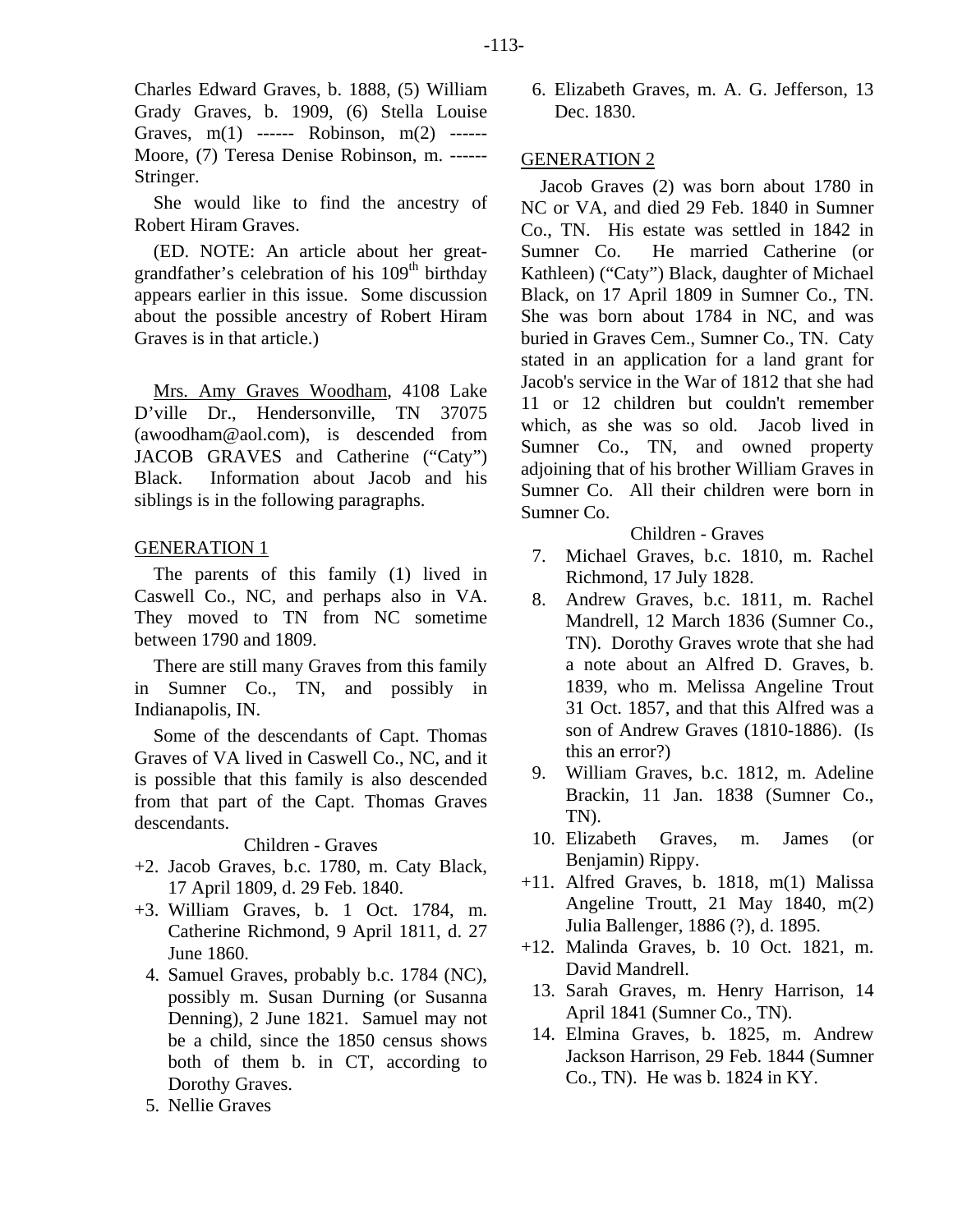Charles Edward Graves, b. 1888, (5) William Grady Graves, b. 1909, (6) Stella Louise Graves, m(1) ------ Robinson, m(2) ------ Moore, (7) Teresa Denise Robinson, m. ------ Stringer.

She would like to find the ancestry of Robert Hiram Graves.

(ED. NOTE: An article about her great-grandfather's celebration of his 109th birthday appears earlier in this issue. Some discussion about the possible ancestry of Robert Hiram Graves is in that article.)

Mrs. Amy Graves Woodham, 4108 Lake D'ville Dr., Hendersonville, TN 37075 (awoodham@aol.com), is descended from JACOB GRAVES and Catherine ("Caty") Black. Information about Jacob and his siblings is in the following paragraphs.

## GENERATION 1

The parents of this family (1) lived in Caswell Co., NC, and perhaps also in VA. They moved to TN from NC sometime between 1790 and 1809.

There are still many Graves from this family in Sumner Co., TN, and possibly in Indianapolis, IN.

Some of the descendants of Capt. Thomas Graves of VA lived in Caswell Co., NC, and it is possible that this family is also descended from that part of the Capt. Thomas Graves descendants.

Children - Graves

+2. Jacob Graves, b.c. 1780, m. Caty Black, 17 April 1809, d. 29 Feb. 1840.

+3. William Graves, b. 1 Oct. 1784, m. Catherine Richmond, 9 April 1811, d. 27 June 1860.

4. Samuel Graves, probably b.c. 1784 (NC), possibly m. Susan Durning (or Susanna Denning), 2 June 1821. Samuel may not be a child, since the 1850 census shows both of them b. in CT, according to Dorothy Graves.

5. Nellie Graves

6. Elizabeth Graves, m. A. G. Jefferson, 13 Dec. 1830.

## GENERATION 2

Jacob Graves (2) was born about 1780 in NC or VA, and died 29 Feb. 1840 in Sumner Co., TN. His estate was settled in 1842 in Sumner Co. He married Catherine (or Kathleen) ("Caty") Black, daughter of Michael Black, on 17 April 1809 in Sumner Co., TN. She was born about 1784 in NC, and was buried in Graves Cem., Sumner Co., TN. Caty stated in an application for a land grant for Jacob's service in the War of 1812 that she had 11 or 12 children but couldn't remember which, as she was so old. Jacob lived in Sumner Co., TN, and owned property adjoining that of his brother William Graves in Sumner Co. All their children were born in Sumner Co.

Children - Graves

7. Michael Graves, b.c. 1810, m. Rachel Richmond, 17 July 1828.

8. Andrew Graves, b.c. 1811, m. Rachel Mandrell, 12 March 1836 (Sumner Co., TN). Dorothy Graves wrote that she had a note about an Alfred D. Graves, b. 1839, who m. Melissa Angeline Trout 31 Oct. 1857, and that this Alfred was a son of Andrew Graves (1810-1886). (Is this an error?)

9. William Graves, b.c. 1812, m. Adeline Brackin, 11 Jan. 1838 (Sumner Co., TN).

10. Elizabeth Graves, m. James (or Benjamin) Rippy.

+11. Alfred Graves, b. 1818, m(1) Malissa Angeline Troutt, 21 May 1840, m(2) Julia Ballenger, 1886 (?), d. 1895.

+12. Malinda Graves, b. 10 Oct. 1821, m. David Mandrell.

13. Sarah Graves, m. Henry Harrison, 14 April 1841 (Sumner Co., TN).

14. Elmina Graves, b. 1825, m. Andrew Jackson Harrison, 29 Feb. 1844 (Sumner Co., TN). He was b. 1824 in KY.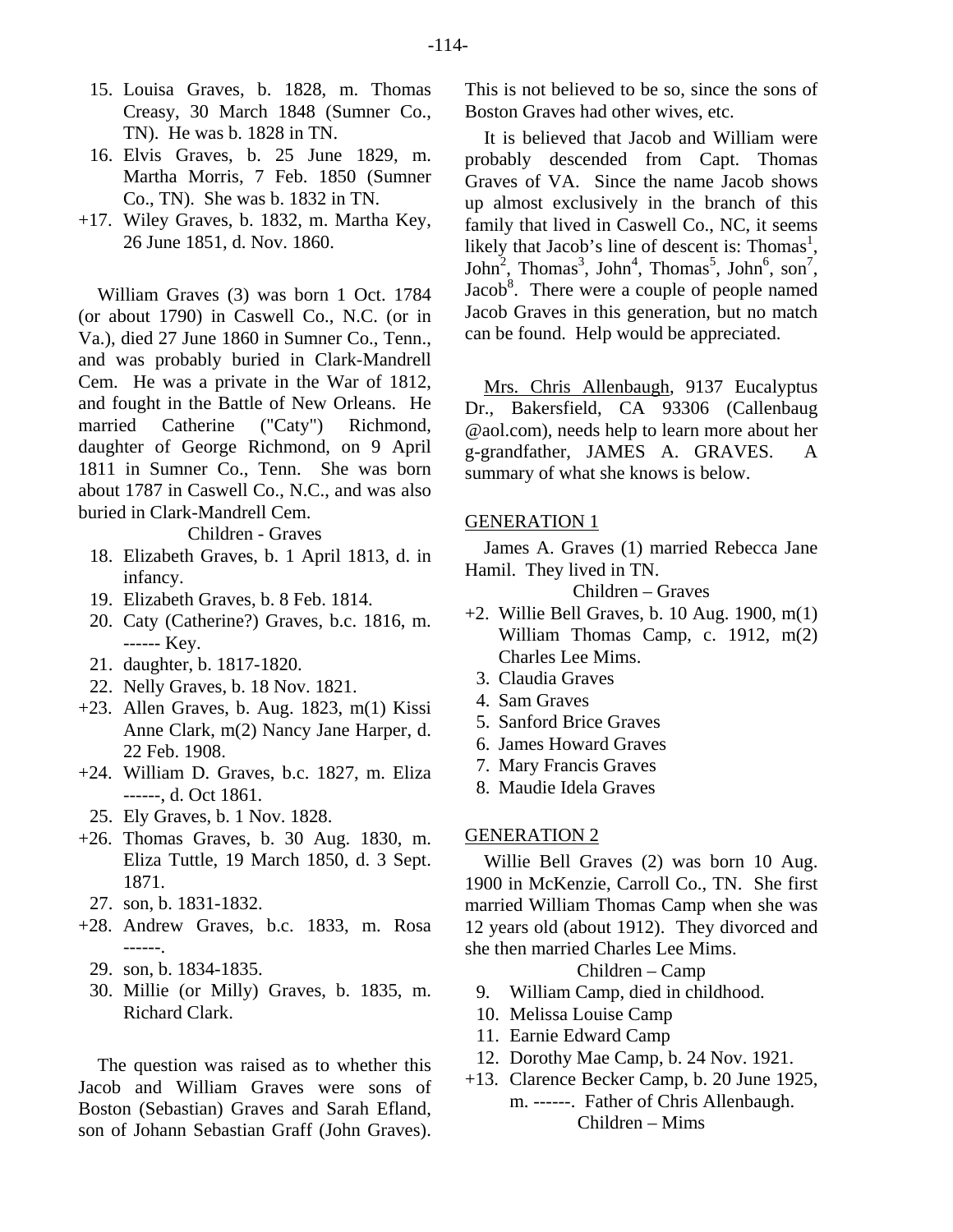15. Louisa Graves, b. 1828, m. Thomas Creasy, 30 March 1848 (Sumner Co., TN). He was b. 1828 in TN.
16. Elvis Graves, b. 25 June 1829, m. Martha Morris, 7 Feb. 1850 (Sumner Co., TN). She was b. 1832 in TN.

+17. Wiley Graves, b. 1832, m. Martha Key, 26 June 1851, d. Nov. 1860.

William Graves (3) was born 1 Oct. 1784 (or about 1790) in Caswell Co., N.C. (or in Va.), died 27 June 1860 in Sumner Co., Tenn., and was probably buried in Clark-Mandrell Cem. He was a private in the War of 1812, and fought in the Battle of New Orleans. He married Catherine ("Caty") Richmond, daughter of George Richmond, on 9 April 1811 in Sumner Co., Tenn. She was born about 1787 in Caswell Co., N.C., and was also buried in Clark-Mandrell Cem.

Children - Graves

18. Elizabeth Graves, b. 1 April 1813, d. in infancy.
19. Elizabeth Graves, b. 8 Feb. 1814.
20. Caty (Catherine?) Graves, b.c. 1816, m. ------ Key.
21. daughter, b. 1817-1820.
22. Nelly Graves, b. 18 Nov. 1821.

+23. Allen Graves, b. Aug. 1823, m(1) Kissi Anne Clark, m(2) Nancy Jane Harper, d. 22 Feb. 1908.

+24. William D. Graves, b.c. 1827, m. Eliza ------, d. Oct 1861.

25. Ely Graves, b. 1 Nov. 1828.

+26. Thomas Graves, b. 30 Aug. 1830, m. Eliza Tuttle, 19 March 1850, d. 3 Sept. 1871.

27. son, b. 1831-1832.

+28. Andrew Graves, b.c. 1833, m. Rosa ------.

29. son, b. 1834-1835.
30. Millie (or Milly) Graves, b. 1835, m. Richard Clark.

The question was raised as to whether this Jacob and William Graves were sons of Boston (Sebastian) Graves and Sarah Efland, son of Johann Sebastian Graff (John Graves). This is not believed to be so, since the sons of Boston Graves had other wives, etc.

It is believed that Jacob and William were probably descended from Capt. Thomas Graves of VA. Since the name Jacob shows up almost exclusively in the branch of this family that lived in Caswell Co., NC, it seems likely that Jacob's line of descent is: Thomas[1], John[2], Thomas[3], John[4], Thomas[5], John[6], son[7], Jacob[8]. There were a couple of people named Jacob Graves in this generation, but no match can be found. Help would be appreciated.

Mrs. Chris Allenbaugh, 9137 Eucalyptus Dr., Bakersfield, CA 93306 (Callenbaug @aol.com), needs help to learn more about her g-grandfather, JAMES A. GRAVES. A summary of what she knows is below.

## GENERATION 1

James A. Graves (1) married Rebecca Jane Hamil. They lived in TN.

Children – Graves

+2. Willie Bell Graves, b. 10 Aug. 1900, m(1) William Thomas Camp, c. 1912, m(2) Charles Lee Mims.

3. Claudia Graves
4. Sam Graves
5. Sanford Brice Graves
6. James Howard Graves
7. Mary Francis Graves
8. Maudie Idela Graves

## GENERATION 2

Willie Bell Graves (2) was born 10 Aug. 1900 in McKenzie, Carroll Co., TN. She first married William Thomas Camp when she was 12 years old (about 1912). They divorced and she then married Charles Lee Mims.

Children – Camp

9. William Camp, died in childhood.
10. Melissa Louise Camp
11. Earnie Edward Camp
12. Dorothy Mae Camp, b. 24 Nov. 1921.

+13. Clarence Becker Camp, b. 20 June 1925, m. ------. Father of Chris Allenbaugh.

Children – Mims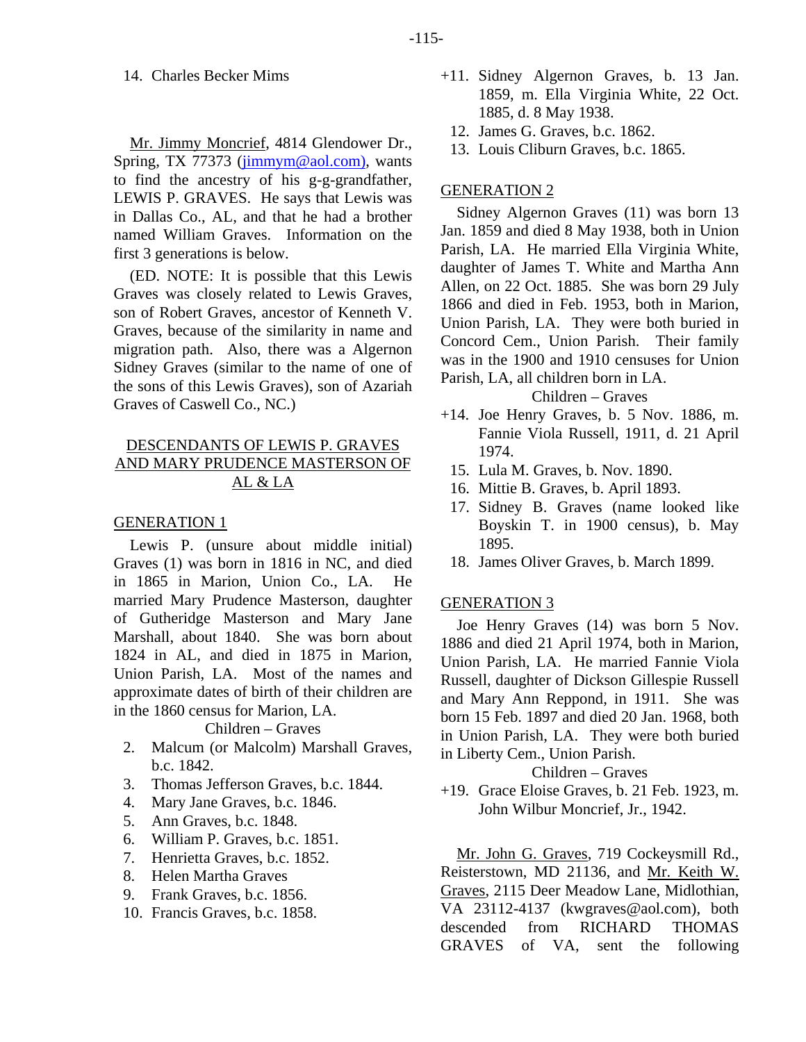14. Charles Becker Mims

Mr. Jimmy Moncrief, 4814 Glendower Dr., Spring, TX 77373 (jimmym@aol.com), wants to find the ancestry of his g-g-grandfather, LEWIS P. GRAVES. He says that Lewis was in Dallas Co., AL, and that he had a brother named William Graves. Information on the first 3 generations is below.

(ED. NOTE: It is possible that this Lewis Graves was closely related to Lewis Graves, son of Robert Graves, ancestor of Kenneth V. Graves, because of the similarity in name and migration path. Also, there was a Algernon Sidney Graves (similar to the name of one of the sons of this Lewis Graves), son of Azariah Graves of Caswell Co., NC.)

## DESCENDANTS OF LEWIS P. GRAVES AND MARY PRUDENCE MASTERSON OF AL & LA

### GENERATION 1

Lewis P. (unsure about middle initial) Graves (1) was born in 1816 in NC, and died in 1865 in Marion, Union Co., LA. He married Mary Prudence Masterson, daughter of Gutheridge Masterson and Mary Jane Marshall, about 1840. She was born about 1824 in AL, and died in 1875 in Marion, Union Parish, LA. Most of the names and approximate dates of birth of their children are in the 1860 census for Marion, LA.

Children – Graves

2. Malcum (or Malcolm) Marshall Graves, b.c. 1842.
3. Thomas Jefferson Graves, b.c. 1844.
4. Mary Jane Graves, b.c. 1846.
5. Ann Graves, b.c. 1848.
6. William P. Graves, b.c. 1851.
7. Henrietta Graves, b.c. 1852.
8. Helen Martha Graves
9. Frank Graves, b.c. 1856.
10. Francis Graves, b.c. 1858.

+11. Sidney Algernon Graves, b. 13 Jan. 1859, m. Ella Virginia White, 22 Oct. 1885, d. 8 May 1938.
12. James G. Graves, b.c. 1862.
13. Louis Cliburn Graves, b.c. 1865.

### GENERATION 2

Sidney Algernon Graves (11) was born 13 Jan. 1859 and died 8 May 1938, both in Union Parish, LA. He married Ella Virginia White, daughter of James T. White and Martha Ann Allen, on 22 Oct. 1885. She was born 29 July 1866 and died in Feb. 1953, both in Marion, Union Parish, LA. They were both buried in Concord Cem., Union Parish. Their family was in the 1900 and 1910 censuses for Union Parish, LA, all children born in LA.

Children – Graves

+14. Joe Henry Graves, b. 5 Nov. 1886, m. Fannie Viola Russell, 1911, d. 21 April 1974.
15. Lula M. Graves, b. Nov. 1890.
16. Mittie B. Graves, b. April 1893.
17. Sidney B. Graves (name looked like Boyskin T. in 1900 census), b. May 1895.
18. James Oliver Graves, b. March 1899.

### GENERATION 3

Joe Henry Graves (14) was born 5 Nov. 1886 and died 21 April 1974, both in Marion, Union Parish, LA. He married Fannie Viola Russell, daughter of Dickson Gillespie Russell and Mary Ann Reppond, in 1911. She was born 15 Feb. 1897 and died 20 Jan. 1968, both in Union Parish, LA. They were both buried in Liberty Cem., Union Parish.

Children – Graves

+19. Grace Eloise Graves, b. 21 Feb. 1923, m. John Wilbur Moncrief, Jr., 1942.

Mr. John G. Graves, 719 Cockeysmill Rd., Reisterstown, MD 21136, and Mr. Keith W. Graves, 2115 Deer Meadow Lane, Midlothian, VA 23112-4137 (kwgraves@aol.com), both descended from RICHARD THOMAS GRAVES of VA, sent the following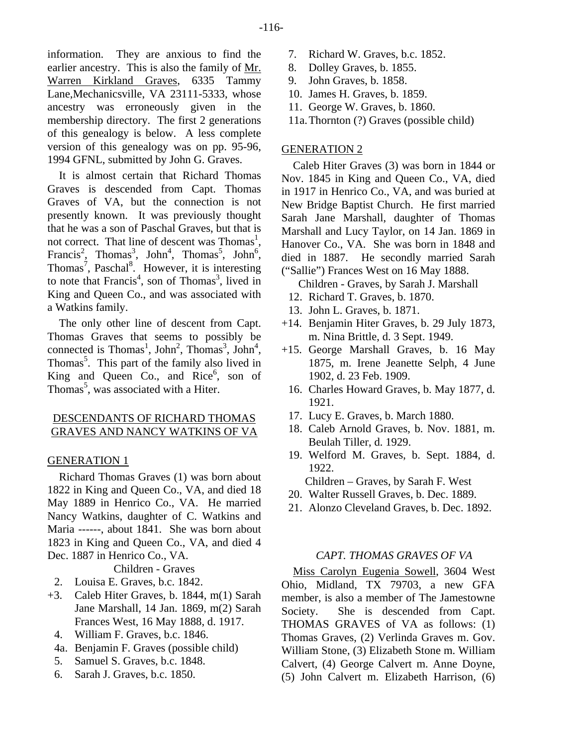information. They are anxious to find the earlier ancestry. This is also the family of Mr. Warren Kirkland Graves, 6335 Tammy Lane,Mechanicsville, VA 23111-5333, whose ancestry was erroneously given in the membership directory. The first 2 generations of this genealogy is below. A less complete version of this genealogy was on pp. 95-96, 1994 GFNL, submitted by John G. Graves.

It is almost certain that Richard Thomas Graves is descended from Capt. Thomas Graves of VA, but the connection is not presently known. It was previously thought that he was a son of Paschal Graves, but that is not correct. That line of descent was Thomas[1], Francis[2], Thomas[3], John[4], Thomas[5], John[6], Thomas[7], Paschal[8]. However, it is interesting to note that Francis[4], son of Thomas[3], lived in King and Queen Co., and was associated with a Watkins family.

The only other line of descent from Capt. Thomas Graves that seems to possibly be connected is Thomas[1], John[2], Thomas[3], John[4], Thomas[5]. This part of the family also lived in King and Queen Co., and Rice[6], son of Thomas[5], was associated with a Hiter.

## DESCENDANTS OF RICHARD THOMAS GRAVES AND NANCY WATKINS OF VA

### GENERATION 1

Richard Thomas Graves (1) was born about 1822 in King and Queen Co., VA, and died 18 May 1889 in Henrico Co., VA. He married Nancy Watkins, daughter of C. Watkins and Maria ------, about 1841. She was born about 1823 in King and Queen Co., VA, and died 4 Dec. 1887 in Henrico Co., VA.

Children - Graves

- 2. Louisa E. Graves, b.c. 1842.
- +3. Caleb Hiter Graves, b. 1844, m(1) Sarah Jane Marshall, 14 Jan. 1869, m(2) Sarah Frances West, 16 May 1888, d. 1917.
- 4. William F. Graves, b.c. 1846.
- 4a. Benjamin F. Graves (possible child)
- 5. Samuel S. Graves, b.c. 1848.
- 6. Sarah J. Graves, b.c. 1850.
- 7. Richard W. Graves, b.c. 1852.
- 8. Dolley Graves, b. 1855.
- 9. John Graves, b. 1858.
- 10. James H. Graves, b. 1859.
- 11. George W. Graves, b. 1860.
- 11a. Thornton (?) Graves (possible child)

### GENERATION 2

Caleb Hiter Graves (3) was born in 1844 or Nov. 1845 in King and Queen Co., VA, died in 1917 in Henrico Co., VA, and was buried at New Bridge Baptist Church. He first married Sarah Jane Marshall, daughter of Thomas Marshall and Lucy Taylor, on 14 Jan. 1869 in Hanover Co., VA. She was born in 1848 and died in 1887. He secondly married Sarah ("Sallie") Frances West on 16 May 1888.

Children - Graves, by Sarah J. Marshall

- 12. Richard T. Graves, b. 1870.
- 13. John L. Graves, b. 1871.
- +14. Benjamin Hiter Graves, b. 29 July 1873, m. Nina Brittle, d. 3 Sept. 1949.
- +15. George Marshall Graves, b. 16 May 1875, m. Irene Jeanette Selph, 4 June 1902, d. 23 Feb. 1909.
- 16. Charles Howard Graves, b. May 1877, d. 1921.
- 17. Lucy E. Graves, b. March 1880.
- 18. Caleb Arnold Graves, b. Nov. 1881, m. Beulah Tiller, d. 1929.
- 19. Welford M. Graves, b. Sept. 1884, d. 1922.

Children – Graves, by Sarah F. West

- 20. Walter Russell Graves, b. Dec. 1889.
- 21. Alonzo Cleveland Graves, b. Dec. 1892.

## *CAPT. THOMAS GRAVES OF VA*

Miss Carolyn Eugenia Sowell, 3604 West Ohio, Midland, TX 79703, a new GFA member, is also a member of The Jamestowne Society. She is descended from Capt. THOMAS GRAVES of VA as follows: (1) Thomas Graves, (2) Verlinda Graves m. Gov. William Stone, (3) Elizabeth Stone m. William Calvert, (4) George Calvert m. Anne Doyne, (5) John Calvert m. Elizabeth Harrison, (6)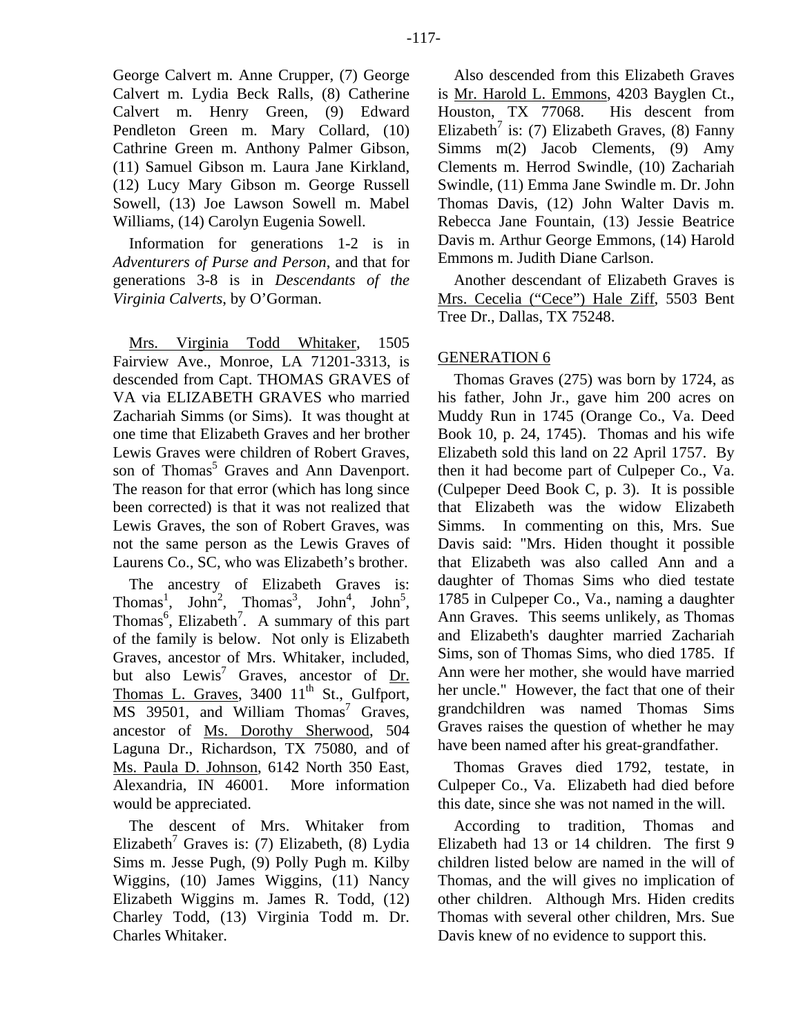George Calvert m. Anne Crupper, (7) George Calvert m. Lydia Beck Ralls, (8) Catherine Calvert m. Henry Green, (9) Edward Pendleton Green m. Mary Collard, (10) Cathrine Green m. Anthony Palmer Gibson, (11) Samuel Gibson m. Laura Jane Kirkland, (12) Lucy Mary Gibson m. George Russell Sowell, (13) Joe Lawson Sowell m. Mabel Williams, (14) Carolyn Eugenia Sowell.

Information for generations 1-2 is in *Adventurers of Purse and Person*, and that for generations 3-8 is in *Descendants of the Virginia Calverts*, by O'Gorman.

Mrs. Virginia Todd Whitaker, 1505 Fairview Ave., Monroe, LA 71201-3313, is descended from Capt. THOMAS GRAVES of VA via ELIZABETH GRAVES who married Zachariah Simms (or Sims). It was thought at one time that Elizabeth Graves and her brother Lewis Graves were children of Robert Graves, son of Thomas$^5$ Graves and Ann Davenport. The reason for that error (which has long since been corrected) is that it was not realized that Lewis Graves, the son of Robert Graves, was not the same person as the Lewis Graves of Laurens Co., SC, who was Elizabeth's brother.

The ancestry of Elizabeth Graves is: Thomas$^1$, John$^2$, Thomas$^3$, John$^4$, John$^5$, Thomas$^6$, Elizabeth$^7$. A summary of this part of the family is below. Not only is Elizabeth Graves, ancestor of Mrs. Whitaker, included, but also Lewis$^7$ Graves, ancestor of Dr. Thomas L. Graves, 3400 11$^{th}$ St., Gulfport, MS 39501, and William Thomas$^7$ Graves, ancestor of Ms. Dorothy Sherwood, 504 Laguna Dr., Richardson, TX 75080, and of Ms. Paula D. Johnson, 6142 North 350 East, Alexandria, IN 46001. More information would be appreciated.

The descent of Mrs. Whitaker from Elizabeth$^7$ Graves is: (7) Elizabeth, (8) Lydia Sims m. Jesse Pugh, (9) Polly Pugh m. Kilby Wiggins, (10) James Wiggins, (11) Nancy Elizabeth Wiggins m. James R. Todd, (12) Charley Todd, (13) Virginia Todd m. Dr. Charles Whitaker.

Also descended from this Elizabeth Graves is Mr. Harold L. Emmons, 4203 Bayglen Ct., Houston, TX 77068. His descent from Elizabeth$^7$ is: (7) Elizabeth Graves, (8) Fanny Simms m(2) Jacob Clements, (9) Amy Clements m. Herrod Swindle, (10) Zachariah Swindle, (11) Emma Jane Swindle m. Dr. John Thomas Davis, (12) John Walter Davis m. Rebecca Jane Fountain, (13) Jessie Beatrice Davis m. Arthur George Emmons, (14) Harold Emmons m. Judith Diane Carlson.

Another descendant of Elizabeth Graves is Mrs. Cecelia ("Cece") Hale Ziff, 5503 Bent Tree Dr., Dallas, TX 75248.

## GENERATION 6

Thomas Graves (275) was born by 1724, as his father, John Jr., gave him 200 acres on Muddy Run in 1745 (Orange Co., Va. Deed Book 10, p. 24, 1745). Thomas and his wife Elizabeth sold this land on 22 April 1757. By then it had become part of Culpeper Co., Va. (Culpeper Deed Book C, p. 3). It is possible that Elizabeth was the widow Elizabeth Simms. In commenting on this, Mrs. Sue Davis said: "Mrs. Hiden thought it possible that Elizabeth was also called Ann and a daughter of Thomas Sims who died testate 1785 in Culpeper Co., Va., naming a daughter Ann Graves. This seems unlikely, as Thomas and Elizabeth's daughter married Zachariah Sims, son of Thomas Sims, who died 1785. If Ann were her mother, she would have married her uncle." However, the fact that one of their grandchildren was named Thomas Sims Graves raises the question of whether he may have been named after his great-grandfather.

Thomas Graves died 1792, testate, in Culpeper Co., Va. Elizabeth had died before this date, since she was not named in the will.

According to tradition, Thomas and Elizabeth had 13 or 14 children. The first 9 children listed below are named in the will of Thomas, and the will gives no implication of other children. Although Mrs. Hiden credits Thomas with several other children, Mrs. Sue Davis knew of no evidence to support this.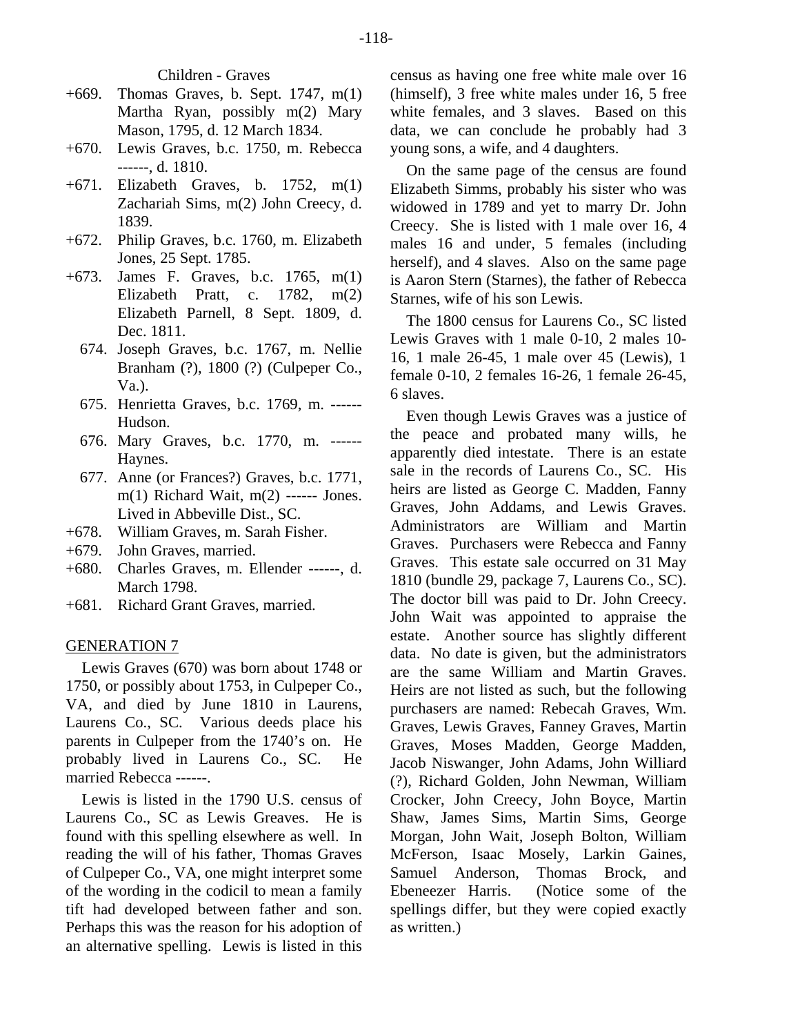Children - Graves

+669. Thomas Graves, b. Sept. 1747, m(1) Martha Ryan, possibly m(2) Mary Mason, 1795, d. 12 March 1834.

+670. Lewis Graves, b.c. 1750, m. Rebecca ------, d. 1810.

+671. Elizabeth Graves, b. 1752, m(1) Zachariah Sims, m(2) John Creecy, d. 1839.

+672. Philip Graves, b.c. 1760, m. Elizabeth Jones, 25 Sept. 1785.

+673. James F. Graves, b.c. 1765, m(1) Elizabeth Pratt, c. 1782, m(2) Elizabeth Parnell, 8 Sept. 1809, d. Dec. 1811.

674. Joseph Graves, b.c. 1767, m. Nellie Branham (?), 1800 (?) (Culpeper Co., Va.).

675. Henrietta Graves, b.c. 1769, m. ------ Hudson.

676. Mary Graves, b.c. 1770, m. ------ Haynes.

677. Anne (or Frances?) Graves, b.c. 1771, m(1) Richard Wait, m(2) ------ Jones. Lived in Abbeville Dist., SC.

+678. William Graves, m. Sarah Fisher.

+679. John Graves, married.

+680. Charles Graves, m. Ellender ------, d. March 1798.

+681. Richard Grant Graves, married.

GENERATION 7

Lewis Graves (670) was born about 1748 or 1750, or possibly about 1753, in Culpeper Co., VA, and died by June 1810 in Laurens, Laurens Co., SC. Various deeds place his parents in Culpeper from the 1740's on. He probably lived in Laurens Co., SC. He married Rebecca ------.

Lewis is listed in the 1790 U.S. census of Laurens Co., SC as Lewis Greaves. He is found with this spelling elsewhere as well. In reading the will of his father, Thomas Graves of Culpeper Co., VA, one might interpret some of the wording in the codicil to mean a family tift had developed between father and son. Perhaps this was the reason for his adoption of an alternative spelling. Lewis is listed in this census as having one free white male over 16 (himself), 3 free white males under 16, 5 free white females, and 3 slaves. Based on this data, we can conclude he probably had 3 young sons, a wife, and 4 daughters.

On the same page of the census are found Elizabeth Simms, probably his sister who was widowed in 1789 and yet to marry Dr. John Creecy. She is listed with 1 male over 16, 4 males 16 and under, 5 females (including herself), and 4 slaves. Also on the same page is Aaron Stern (Starnes), the father of Rebecca Starnes, wife of his son Lewis.

The 1800 census for Laurens Co., SC listed Lewis Graves with 1 male 0-10, 2 males 10-16, 1 male 26-45, 1 male over 45 (Lewis), 1 female 0-10, 2 females 16-26, 1 female 26-45, 6 slaves.

Even though Lewis Graves was a justice of the peace and probated many wills, he apparently died intestate. There is an estate sale in the records of Laurens Co., SC. His heirs are listed as George C. Madden, Fanny Graves, John Addams, and Lewis Graves. Administrators are William and Martin Graves. Purchasers were Rebecca and Fanny Graves. This estate sale occurred on 31 May 1810 (bundle 29, package 7, Laurens Co., SC). The doctor bill was paid to Dr. John Creecy. John Wait was appointed to appraise the estate. Another source has slightly different data. No date is given, but the administrators are the same William and Martin Graves. Heirs are not listed as such, but the following purchasers are named: Rebecah Graves, Wm. Graves, Lewis Graves, Fanney Graves, Martin Graves, Moses Madden, George Madden, Jacob Niswanger, John Adams, John Williard (?), Richard Golden, John Newman, William Crocker, John Creecy, John Boyce, Martin Shaw, James Sims, Martin Sims, George Morgan, John Wait, Joseph Bolton, William McFerson, Isaac Mosely, Larkin Gaines, Samuel Anderson, Thomas Brock, and Ebeneezer Harris. (Notice some of the spellings differ, but they were copied exactly as written.)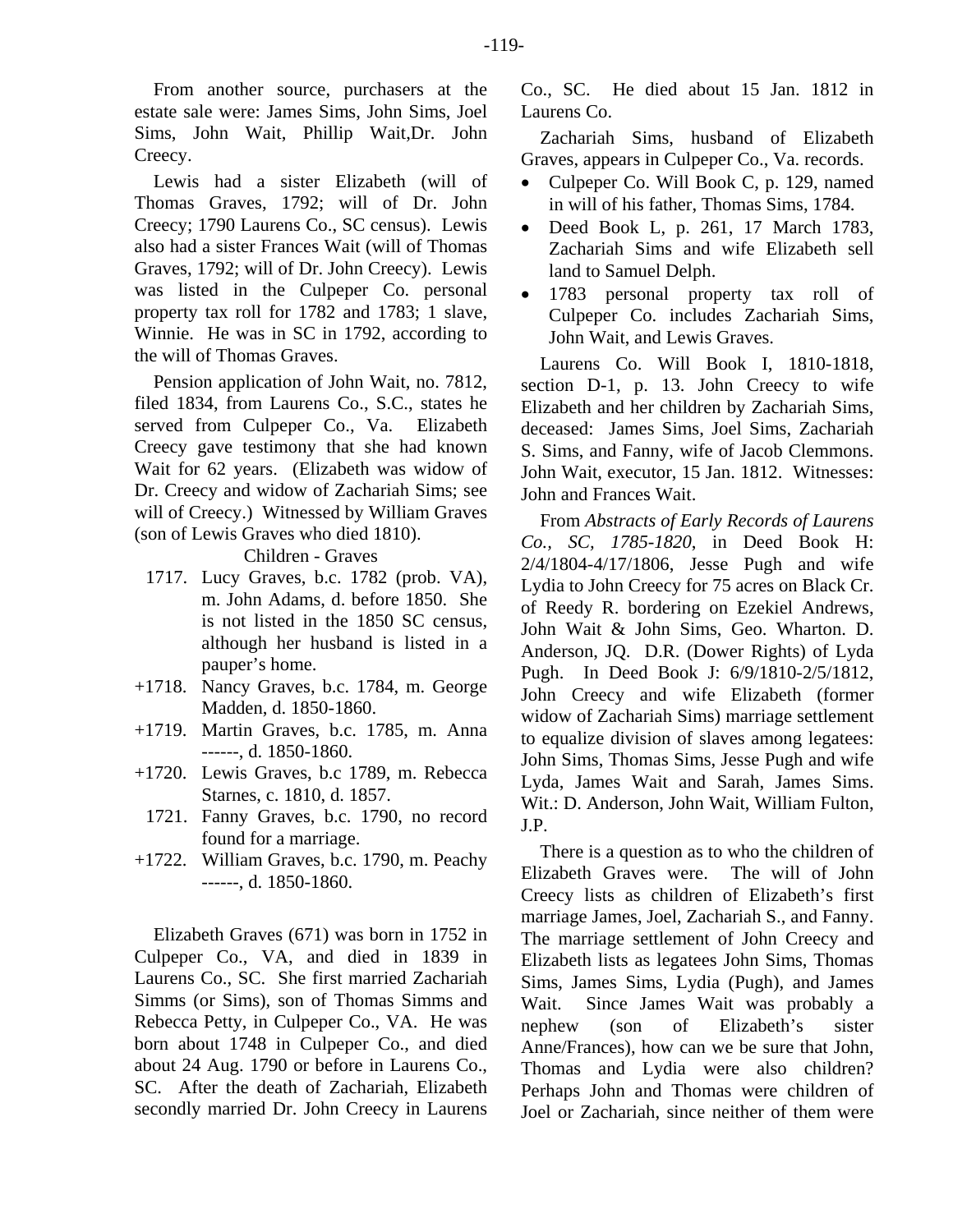From another source, purchasers at the estate sale were: James Sims, John Sims, Joel Sims, John Wait, Phillip Wait,Dr. John Creecy.

Lewis had a sister Elizabeth (will of Thomas Graves, 1792; will of Dr. John Creecy; 1790 Laurens Co., SC census). Lewis also had a sister Frances Wait (will of Thomas Graves, 1792; will of Dr. John Creecy). Lewis was listed in the Culpeper Co. personal property tax roll for 1782 and 1783; 1 slave, Winnie. He was in SC in 1792, according to the will of Thomas Graves.

Pension application of John Wait, no. 7812, filed 1834, from Laurens Co., S.C., states he served from Culpeper Co., Va. Elizabeth Creecy gave testimony that she had known Wait for 62 years. (Elizabeth was widow of Dr. Creecy and widow of Zachariah Sims; see will of Creecy.) Witnessed by William Graves (son of Lewis Graves who died 1810).

Children - Graves

- 1717. Lucy Graves, b.c. 1782 (prob. VA), m. John Adams, d. before 1850. She is not listed in the 1850 SC census, although her husband is listed in a pauper's home.
- +1718. Nancy Graves, b.c. 1784, m. George Madden, d. 1850-1860.
- +1719. Martin Graves, b.c. 1785, m. Anna ------, d. 1850-1860.
- +1720. Lewis Graves, b.c 1789, m. Rebecca Starnes, c. 1810, d. 1857.
- 1721. Fanny Graves, b.c. 1790, no record found for a marriage.
- +1722. William Graves, b.c. 1790, m. Peachy ------, d. 1850-1860.

Elizabeth Graves (671) was born in 1752 in Culpeper Co., VA, and died in 1839 in Laurens Co., SC. She first married Zachariah Simms (or Sims), son of Thomas Simms and Rebecca Petty, in Culpeper Co., VA. He was born about 1748 in Culpeper Co., and died about 24 Aug. 1790 or before in Laurens Co., SC. After the death of Zachariah, Elizabeth secondly married Dr. John Creecy in Laurens Co., SC. He died about 15 Jan. 1812 in Laurens Co.

Zachariah Sims, husband of Elizabeth Graves, appears in Culpeper Co., Va. records.

- Culpeper Co. Will Book C, p. 129, named in will of his father, Thomas Sims, 1784.
- Deed Book L, p. 261, 17 March 1783, Zachariah Sims and wife Elizabeth sell land to Samuel Delph.
- 1783 personal property tax roll of Culpeper Co. includes Zachariah Sims, John Wait, and Lewis Graves.

Laurens Co. Will Book I, 1810-1818, section D-1, p. 13. John Creecy to wife Elizabeth and her children by Zachariah Sims, deceased: James Sims, Joel Sims, Zachariah S. Sims, and Fanny, wife of Jacob Clemmons. John Wait, executor, 15 Jan. 1812. Witnesses: John and Frances Wait.

From *Abstracts of Early Records of Laurens Co., SC, 1785-1820*, in Deed Book H: 2/4/1804-4/17/1806, Jesse Pugh and wife Lydia to John Creecy for 75 acres on Black Cr. of Reedy R. bordering on Ezekiel Andrews, John Wait & John Sims, Geo. Wharton. D. Anderson, JQ. D.R. (Dower Rights) of Lyda Pugh. In Deed Book J: 6/9/1810-2/5/1812, John Creecy and wife Elizabeth (former widow of Zachariah Sims) marriage settlement to equalize division of slaves among legatees: John Sims, Thomas Sims, Jesse Pugh and wife Lyda, James Wait and Sarah, James Sims. Wit.: D. Anderson, John Wait, William Fulton, J.P.

There is a question as to who the children of Elizabeth Graves were. The will of John Creecy lists as children of Elizabeth's first marriage James, Joel, Zachariah S., and Fanny. The marriage settlement of John Creecy and Elizabeth lists as legatees John Sims, Thomas Sims, James Sims, Lydia (Pugh), and James Wait. Since James Wait was probably a nephew (son of Elizabeth's sister Anne/Frances), how can we be sure that John, Thomas and Lydia were also children? Perhaps John and Thomas were children of Joel or Zachariah, since neither of them were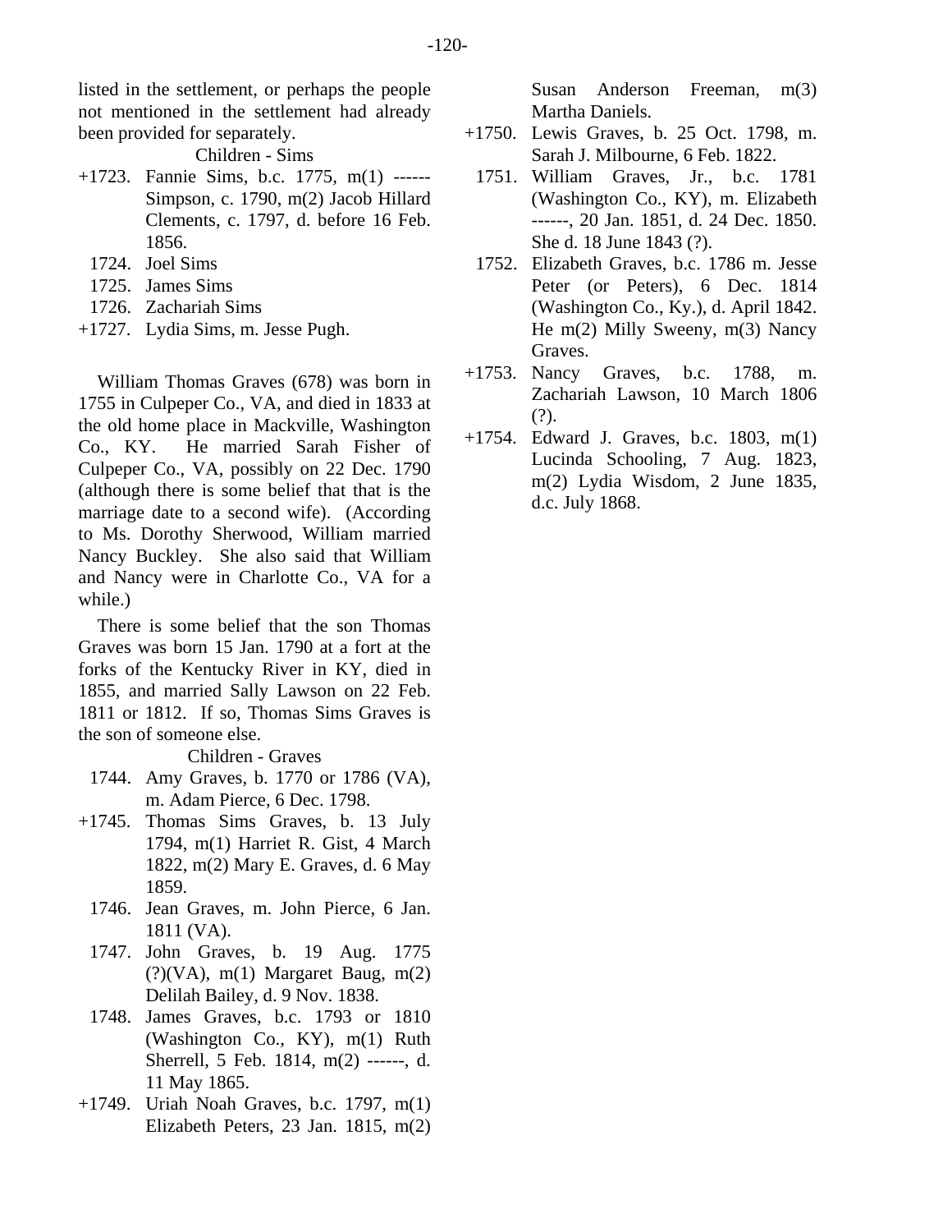listed in the settlement, or perhaps the people not mentioned in the settlement had already been provided for separately.

Children - Sims

+1723. Fannie Sims, b.c. 1775, m(1) ------ Simpson, c. 1790, m(2) Jacob Hillard Clements, c. 1797, d. before 16 Feb. 1856.
1724. Joel Sims
1725. James Sims
1726. Zachariah Sims
+1727. Lydia Sims, m. Jesse Pugh.

William Thomas Graves (678) was born in 1755 in Culpeper Co., VA, and died in 1833 at the old home place in Mackville, Washington Co., KY. He married Sarah Fisher of Culpeper Co., VA, possibly on 22 Dec. 1790 (although there is some belief that that is the marriage date to a second wife). (According to Ms. Dorothy Sherwood, William married Nancy Buckley. She also said that William and Nancy were in Charlotte Co., VA for a while.)

There is some belief that the son Thomas Graves was born 15 Jan. 1790 at a fort at the forks of the Kentucky River in KY, died in 1855, and married Sally Lawson on 22 Feb. 1811 or 1812. If so, Thomas Sims Graves is the son of someone else.

Children - Graves

1744. Amy Graves, b. 1770 or 1786 (VA), m. Adam Pierce, 6 Dec. 1798.
+1745. Thomas Sims Graves, b. 13 July 1794, m(1) Harriet R. Gist, 4 March 1822, m(2) Mary E. Graves, d. 6 May 1859.
1746. Jean Graves, m. John Pierce, 6 Jan. 1811 (VA).
1747. John Graves, b. 19 Aug. 1775 (?)(VA), m(1) Margaret Baug, m(2) Delilah Bailey, d. 9 Nov. 1838.
1748. James Graves, b.c. 1793 or 1810 (Washington Co., KY), m(1) Ruth Sherrell, 5 Feb. 1814, m(2) ------, d. 11 May 1865.
+1749. Uriah Noah Graves, b.c. 1797, m(1) Elizabeth Peters, 23 Jan. 1815, m(2) Susan Anderson Freeman, m(3) Martha Daniels.
+1750. Lewis Graves, b. 25 Oct. 1798, m. Sarah J. Milbourne, 6 Feb. 1822.
1751. William Graves, Jr., b.c. 1781 (Washington Co., KY), m. Elizabeth ------, 20 Jan. 1851, d. 24 Dec. 1850. She d. 18 June 1843 (?).
1752. Elizabeth Graves, b.c. 1786 m. Jesse Peter (or Peters), 6 Dec. 1814 (Washington Co., Ky.), d. April 1842. He m(2) Milly Sweeny, m(3) Nancy Graves.
+1753. Nancy Graves, b.c. 1788, m. Zachariah Lawson, 10 March 1806 (?).
+1754. Edward J. Graves, b.c. 1803, m(1) Lucinda Schooling, 7 Aug. 1823, m(2) Lydia Wisdom, 2 June 1835, d.c. July 1868.